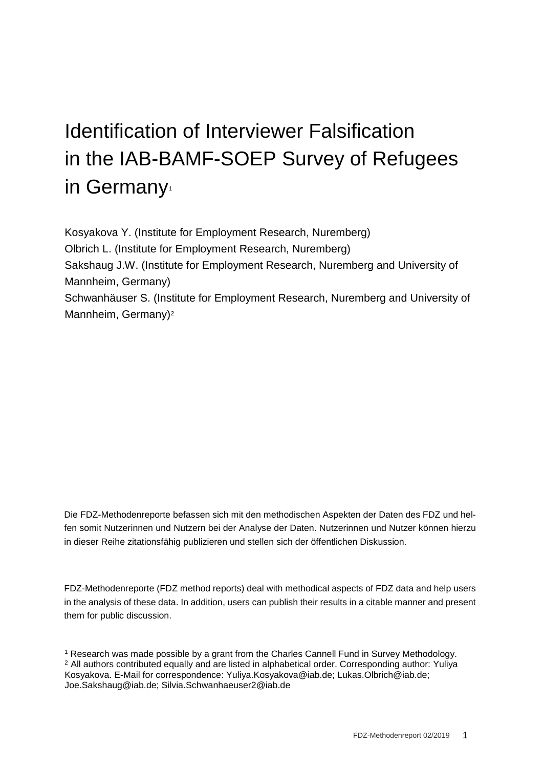# Identification of Interviewer Falsification in the IAB-BAMF-SOEP Survey of Refugees in Germany[1]

Kosyakova Y. (Institute for Employment Research, Nuremberg)
Olbrich L. (Institute for Employment Research, Nuremberg)
Sakshaug J.W. (Institute for Employment Research, Nuremberg and University of Mannheim, Germany)
Schwanhäuser S. (Institute for Employment Research, Nuremberg and University of Mannheim, Germany)[2]

Die FDZ-Methodenreporte befassen sich mit den methodischen Aspekten der Daten des FDZ und helfen somit Nutzerinnen und Nutzern bei der Analyse der Daten. Nutzerinnen und Nutzer können hierzu in dieser Reihe zitationsfähig publizieren und stellen sich der öffentlichen Diskussion.

FDZ-Methodenreporte (FDZ method reports) deal with methodical aspects of FDZ data and help users in the analysis of these data. In addition, users can publish their results in a citable manner and present them for public discussion.

[1] Research was made possible by a grant from the Charles Cannell Fund in Survey Methodology.
[2] All authors contributed equally and are listed in alphabetical order. Corresponding author: Yuliya Kosyakova. E-Mail for correspondence: Yuliya.Kosyakova@iab.de; Lukas.Olbrich@iab.de; Joe.Sakshaug@iab.de; Silvia.Schwanhaeuser2@iab.de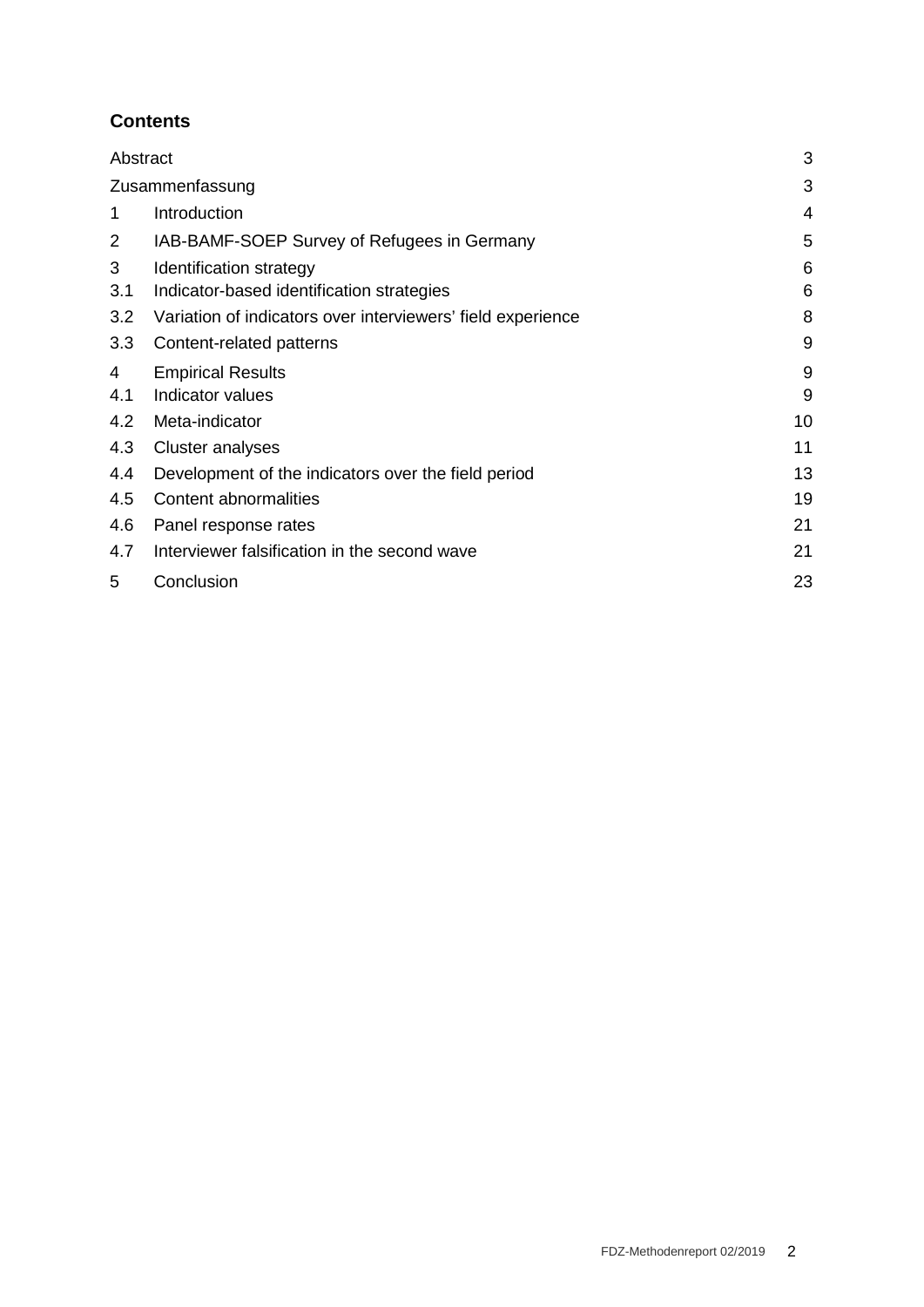## Contents

| | | |
|---|---|---|
| Abstract | | 3 |
| Zusammenfassung | | 3 |
| 1 | Introduction | 4 |
| 2 | IAB-BAMF-SOEP Survey of Refugees in Germany | 5 |
| 3 | Identification strategy | 6 |
| 3.1 | Indicator-based identification strategies | 6 |
| 3.2 | Variation of indicators over interviewers' field experience | 8 |
| 3.3 | Content-related patterns | 9 |
| 4 | Empirical Results | 9 |
| 4.1 | Indicator values | 9 |
| 4.2 | Meta-indicator | 10 |
| 4.3 | Cluster analyses | 11 |
| 4.4 | Development of the indicators over the field period | 13 |
| 4.5 | Content abnormalities | 19 |
| 4.6 | Panel response rates | 21 |
| 4.7 | Interviewer falsification in the second wave | 21 |
| 5 | Conclusion | 23 |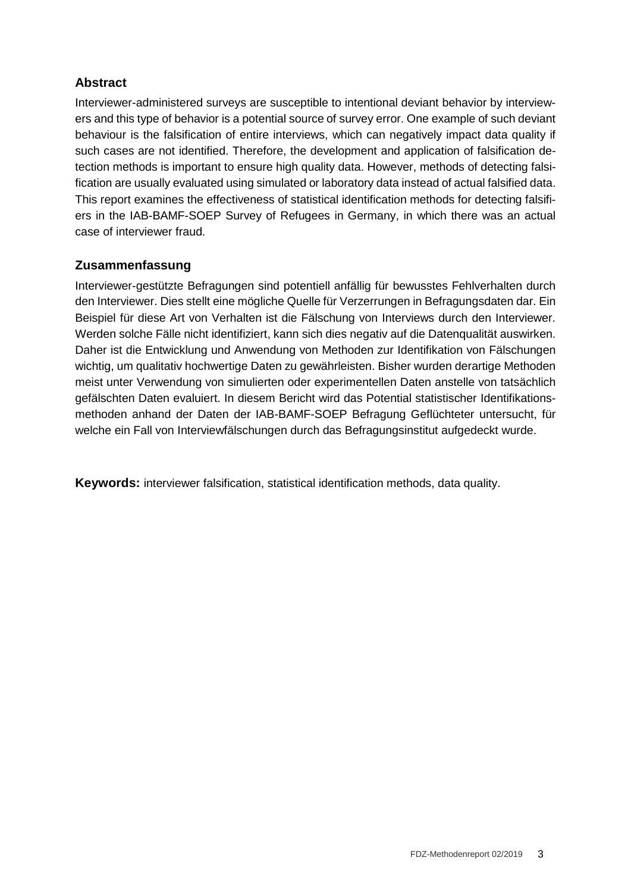## Abstract

Interviewer-administered surveys are susceptible to intentional deviant behavior by interviewers and this type of behavior is a potential source of survey error. One example of such deviant behaviour is the falsification of entire interviews, which can negatively impact data quality if such cases are not identified. Therefore, the development and application of falsification detection methods is important to ensure high quality data. However, methods of detecting falsification are usually evaluated using simulated or laboratory data instead of actual falsified data. This report examines the effectiveness of statistical identification methods for detecting falsifiers in the IAB-BAMF-SOEP Survey of Refugees in Germany, in which there was an actual case of interviewer fraud.

## Zusammenfassung

Interviewer-gestützte Befragungen sind potentiell anfällig für bewusstes Fehlverhalten durch den Interviewer. Dies stellt eine mögliche Quelle für Verzerrungen in Befragungsdaten dar. Ein Beispiel für diese Art von Verhalten ist die Fälschung von Interviews durch den Interviewer. Werden solche Fälle nicht identifiziert, kann sich dies negativ auf die Datenqualität auswirken. Daher ist die Entwicklung und Anwendung von Methoden zur Identifikation von Fälschungen wichtig, um qualitativ hochwertige Daten zu gewährleisten. Bisher wurden derartige Methoden meist unter Verwendung von simulierten oder experimentellen Daten anstelle von tatsächlich gefälschten Daten evaluiert. In diesem Bericht wird das Potential statistischer Identifikationsmethoden anhand der Daten der IAB-BAMF-SOEP Befragung Geflüchteter untersucht, für welche ein Fall von Interviewfälschungen durch das Befragungsinstitut aufgedeckt wurde.

**Keywords:** interviewer falsification, statistical identification methods, data quality.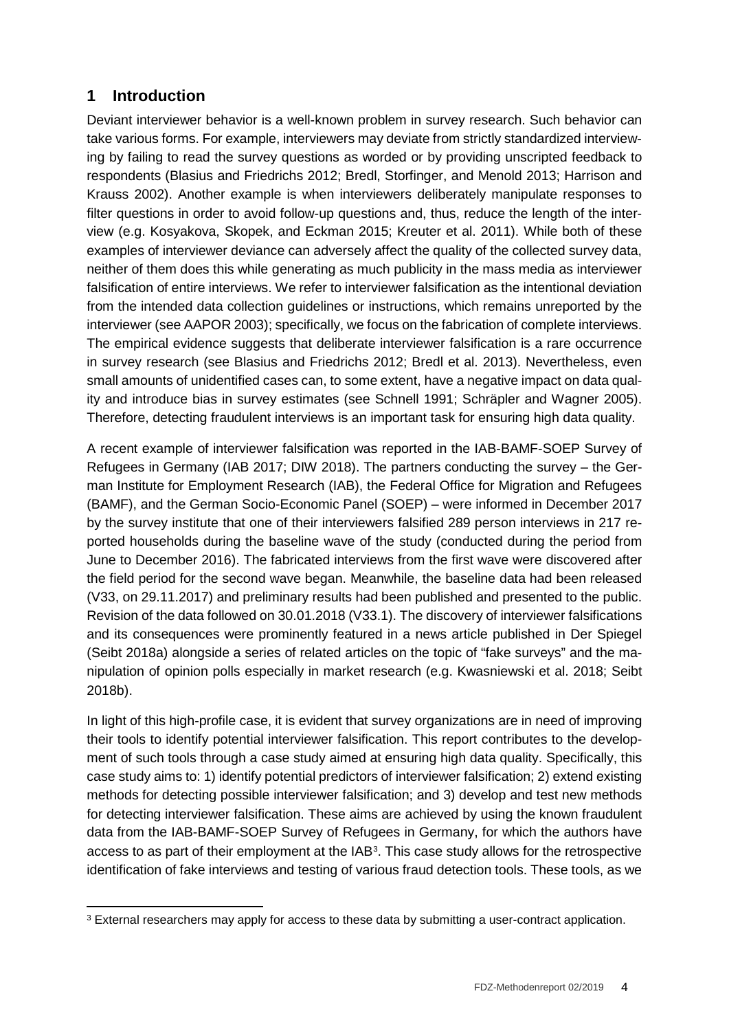# 1 Introduction

Deviant interviewer behavior is a well-known problem in survey research. Such behavior can take various forms. For example, interviewers may deviate from strictly standardized interviewing by failing to read the survey questions as worded or by providing unscripted feedback to respondents (Blasius and Friedrichs 2012; Bredl, Storfinger, and Menold 2013; Harrison and Krauss 2002). Another example is when interviewers deliberately manipulate responses to filter questions in order to avoid follow-up questions and, thus, reduce the length of the interview (e.g. Kosyakova, Skopek, and Eckman 2015; Kreuter et al. 2011). While both of these examples of interviewer deviance can adversely affect the quality of the collected survey data, neither of them does this while generating as much publicity in the mass media as interviewer falsification of entire interviews. We refer to interviewer falsification as the intentional deviation from the intended data collection guidelines or instructions, which remains unreported by the interviewer (see AAPOR 2003); specifically, we focus on the fabrication of complete interviews. The empirical evidence suggests that deliberate interviewer falsification is a rare occurrence in survey research (see Blasius and Friedrichs 2012; Bredl et al. 2013). Nevertheless, even small amounts of unidentified cases can, to some extent, have a negative impact on data quality and introduce bias in survey estimates (see Schnell 1991; Schräpler and Wagner 2005). Therefore, detecting fraudulent interviews is an important task for ensuring high data quality.

A recent example of interviewer falsification was reported in the IAB-BAMF-SOEP Survey of Refugees in Germany (IAB 2017; DIW 2018). The partners conducting the survey – the German Institute for Employment Research (IAB), the Federal Office for Migration and Refugees (BAMF), and the German Socio-Economic Panel (SOEP) – were informed in December 2017 by the survey institute that one of their interviewers falsified 289 person interviews in 217 reported households during the baseline wave of the study (conducted during the period from June to December 2016). The fabricated interviews from the first wave were discovered after the field period for the second wave began. Meanwhile, the baseline data had been released (V33, on 29.11.2017) and preliminary results had been published and presented to the public. Revision of the data followed on 30.01.2018 (V33.1). The discovery of interviewer falsifications and its consequences were prominently featured in a news article published in Der Spiegel (Seibt 2018a) alongside a series of related articles on the topic of "fake surveys" and the manipulation of opinion polls especially in market research (e.g. Kwasniewski et al. 2018; Seibt 2018b).

In light of this high-profile case, it is evident that survey organizations are in need of improving their tools to identify potential interviewer falsification. This report contributes to the development of such tools through a case study aimed at ensuring high data quality. Specifically, this case study aims to: 1) identify potential predictors of interviewer falsification; 2) extend existing methods for detecting possible interviewer falsification; and 3) develop and test new methods for detecting interviewer falsification. These aims are achieved by using the known fraudulent data from the IAB-BAMF-SOEP Survey of Refugees in Germany, for which the authors have access to as part of their employment at the IAB[3]. This case study allows for the retrospective identification of fake interviews and testing of various fraud detection tools. These tools, as we

[3] External researchers may apply for access to these data by submitting a user-contract application.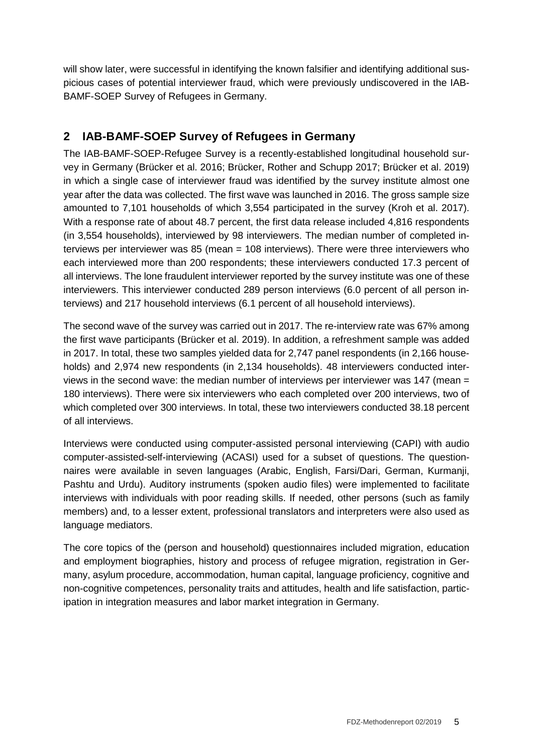will show later, were successful in identifying the known falsifier and identifying additional suspicious cases of potential interviewer fraud, which were previously undiscovered in the IAB-BAMF-SOEP Survey of Refugees in Germany.

## 2 IAB-BAMF-SOEP Survey of Refugees in Germany

The IAB-BAMF-SOEP-Refugee Survey is a recently-established longitudinal household survey in Germany (Brücker et al. 2016; Brücker, Rother and Schupp 2017; Brücker et al. 2019) in which a single case of interviewer fraud was identified by the survey institute almost one year after the data was collected. The first wave was launched in 2016. The gross sample size amounted to 7,101 households of which 3,554 participated in the survey (Kroh et al. 2017). With a response rate of about 48.7 percent, the first data release included 4,816 respondents (in 3,554 households), interviewed by 98 interviewers. The median number of completed interviews per interviewer was 85 (mean = 108 interviews). There were three interviewers who each interviewed more than 200 respondents; these interviewers conducted 17.3 percent of all interviews. The lone fraudulent interviewer reported by the survey institute was one of these interviewers. This interviewer conducted 289 person interviews (6.0 percent of all person interviews) and 217 household interviews (6.1 percent of all household interviews).

The second wave of the survey was carried out in 2017. The re-interview rate was 67% among the first wave participants (Brücker et al. 2019). In addition, a refreshment sample was added in 2017. In total, these two samples yielded data for 2,747 panel respondents (in 2,166 households) and 2,974 new respondents (in 2,134 households). 48 interviewers conducted interviews in the second wave: the median number of interviews per interviewer was 147 (mean = 180 interviews). There were six interviewers who each completed over 200 interviews, two of which completed over 300 interviews. In total, these two interviewers conducted 38.18 percent of all interviews.

Interviews were conducted using computer-assisted personal interviewing (CAPI) with audio computer-assisted-self-interviewing (ACASI) used for a subset of questions. The questionnaires were available in seven languages (Arabic, English, Farsi/Dari, German, Kurmanji, Pashtu and Urdu). Auditory instruments (spoken audio files) were implemented to facilitate interviews with individuals with poor reading skills. If needed, other persons (such as family members) and, to a lesser extent, professional translators and interpreters were also used as language mediators.

The core topics of the (person and household) questionnaires included migration, education and employment biographies, history and process of refugee migration, registration in Germany, asylum procedure, accommodation, human capital, language proficiency, cognitive and non-cognitive competences, personality traits and attitudes, health and life satisfaction, participation in integration measures and labor market integration in Germany.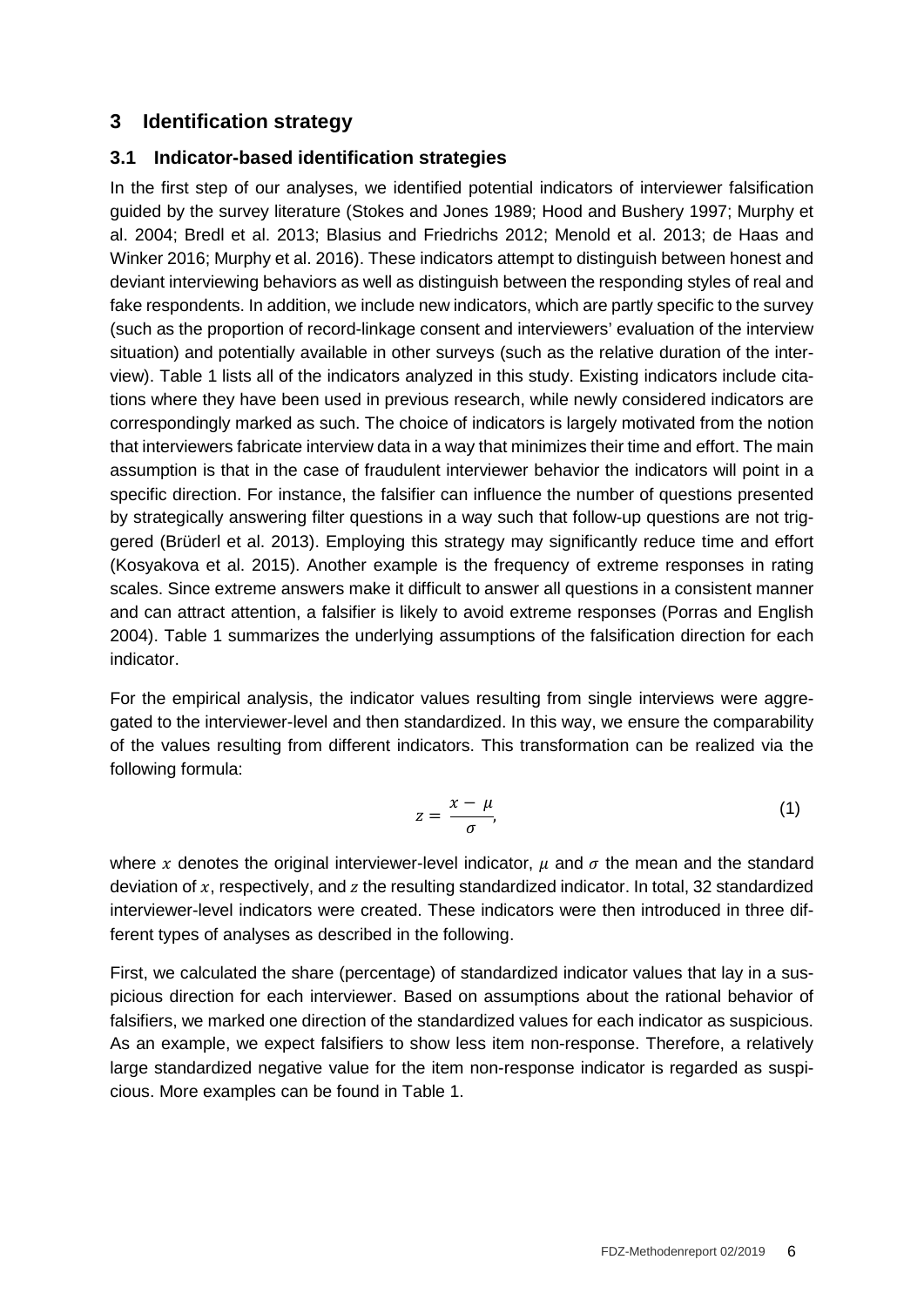## 3 Identification strategy

### 3.1 Indicator-based identification strategies

In the first step of our analyses, we identified potential indicators of interviewer falsification guided by the survey literature (Stokes and Jones 1989; Hood and Bushery 1997; Murphy et al. 2004; Bredl et al. 2013; Blasius and Friedrichs 2012; Menold et al. 2013; de Haas and Winker 2016; Murphy et al. 2016). These indicators attempt to distinguish between honest and deviant interviewing behaviors as well as distinguish between the responding styles of real and fake respondents. In addition, we include new indicators, which are partly specific to the survey (such as the proportion of record-linkage consent and interviewers' evaluation of the interview situation) and potentially available in other surveys (such as the relative duration of the interview). Table 1 lists all of the indicators analyzed in this study. Existing indicators include citations where they have been used in previous research, while newly considered indicators are correspondingly marked as such. The choice of indicators is largely motivated from the notion that interviewers fabricate interview data in a way that minimizes their time and effort. The main assumption is that in the case of fraudulent interviewer behavior the indicators will point in a specific direction. For instance, the falsifier can influence the number of questions presented by strategically answering filter questions in a way such that follow-up questions are not triggered (Brüderl et al. 2013). Employing this strategy may significantly reduce time and effort (Kosyakova et al. 2015). Another example is the frequency of extreme responses in rating scales. Since extreme answers make it difficult to answer all questions in a consistent manner and can attract attention, a falsifier is likely to avoid extreme responses (Porras and English 2004). Table 1 summarizes the underlying assumptions of the falsification direction for each indicator.

For the empirical analysis, the indicator values resulting from single interviews were aggregated to the interviewer-level and then standardized. In this way, we ensure the comparability of the values resulting from different indicators. This transformation can be realized via the following formula:

$$z = \frac{x - \mu}{\sigma}, \tag{1}$$

where $x$ denotes the original interviewer-level indicator, $\mu$ and $\sigma$ the mean and the standard deviation of $x$, respectively, and $z$ the resulting standardized indicator. In total, 32 standardized interviewer-level indicators were created. These indicators were then introduced in three different types of analyses as described in the following.

First, we calculated the share (percentage) of standardized indicator values that lay in a suspicious direction for each interviewer. Based on assumptions about the rational behavior of falsifiers, we marked one direction of the standardized values for each indicator as suspicious. As an example, we expect falsifiers to show less item non-response. Therefore, a relatively large standardized negative value for the item non-response indicator is regarded as suspicious. More examples can be found in Table 1.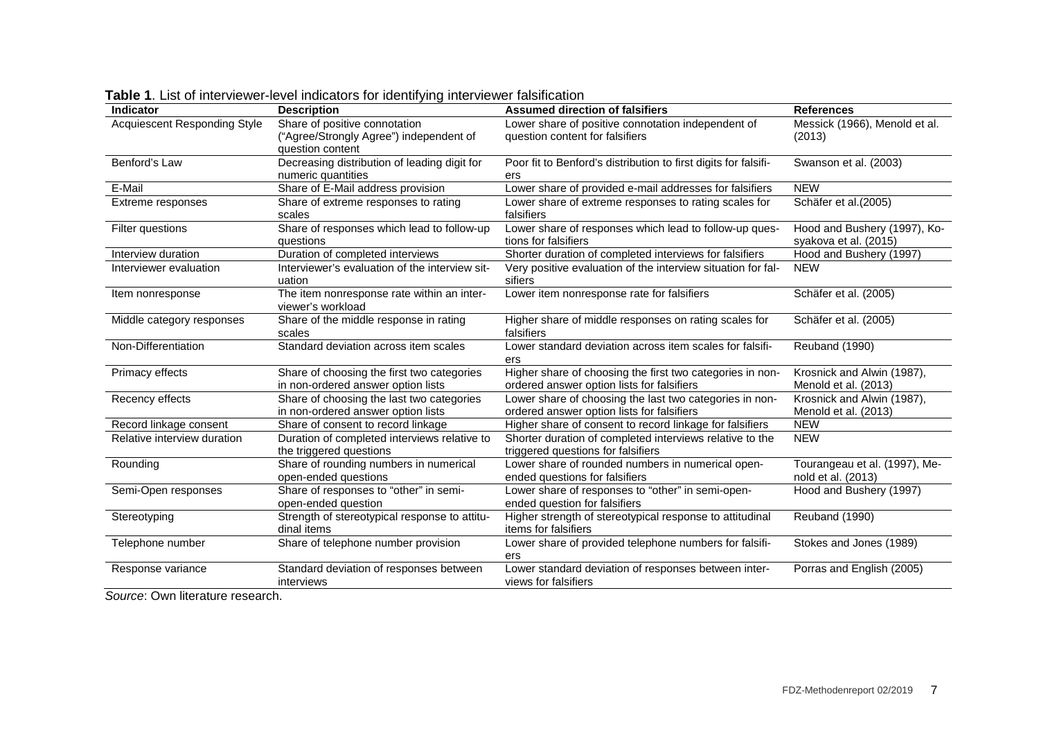**Table 1**. List of interviewer-level indicators for identifying interviewer falsification

| Indicator | Description | Assumed direction of falsifiers | References |
|---|---|---|---|
| Acquiescent Responding Style | Share of positive connotation ("Agree/Strongly Agree") independent of question content | Lower share of positive connotation independent of question content for falsifiers | Messick (1966), Menold et al. (2013) |
| Benford's Law | Decreasing distribution of leading digit for numeric quantities | Poor fit to Benford's distribution to first digits for falsifiers | Swanson et al. (2003) |
| E-Mail | Share of E-Mail address provision | Lower share of provided e-mail addresses for falsifiers | NEW |
| Extreme responses | Share of extreme responses to rating scales | Lower share of extreme responses to rating scales for falsifiers | Schäfer et al.(2005) |
| Filter questions | Share of responses which lead to follow-up questions | Lower share of responses which lead to follow-up questions for falsifiers | Hood and Bushery (1997), Kosyakova et al. (2015) |
| Interview duration | Duration of completed interviews | Shorter duration of completed interviews for falsifiers | Hood and Bushery (1997) |
| Interviewer evaluation | Interviewer's evaluation of the interview situation | Very positive evaluation of the interview situation for falsifiers | NEW |
| Item nonresponse | The item nonresponse rate within an interviewer's workload | Lower item nonresponse rate for falsifiers | Schäfer et al. (2005) |
| Middle category responses | Share of the middle response in rating scales | Higher share of middle responses on rating scales for falsifiers | Schäfer et al. (2005) |
| Non-Differentiation | Standard deviation across item scales | Lower standard deviation across item scales for falsifiers | Reuband (1990) |
| Primacy effects | Share of choosing the first two categories in non-ordered answer option lists | Higher share of choosing the first two categories in non-ordered answer option lists for falsifiers | Krosnick and Alwin (1987), Menold et al. (2013) |
| Recency effects | Share of choosing the last two categories in non-ordered answer option lists | Lower share of choosing the last two categories in non-ordered answer option lists for falsifiers | Krosnick and Alwin (1987), Menold et al. (2013) |
| Record linkage consent | Share of consent to record linkage | Higher share of consent to record linkage for falsifiers | NEW |
| Relative interview duration | Duration of completed interviews relative to the triggered questions | Shorter duration of completed interviews relative to the triggered questions for falsifiers | NEW |
| Rounding | Share of rounding numbers in numerical open-ended questions | Lower share of rounded numbers in numerical open-ended questions for falsifiers | Tourangeau et al. (1997), Menold et al. (2013) |
| Semi-Open responses | Share of responses to "other" in semi-open-ended question | Lower share of responses to "other" in semi-open-ended question for falsifiers | Hood and Bushery (1997) |
| Stereotyping | Strength of stereotypical response to attitudinal items | Higher strength of stereotypical response to attitudinal items for falsifiers | Reuband (1990) |
| Telephone number | Share of telephone number provision | Lower share of provided telephone numbers for falsifiers | Stokes and Jones (1989) |
| Response variance | Standard deviation of responses between interviews | Lower standard deviation of responses between interviews for falsifiers | Porras and English (2005) |

*Source*: Own literature research.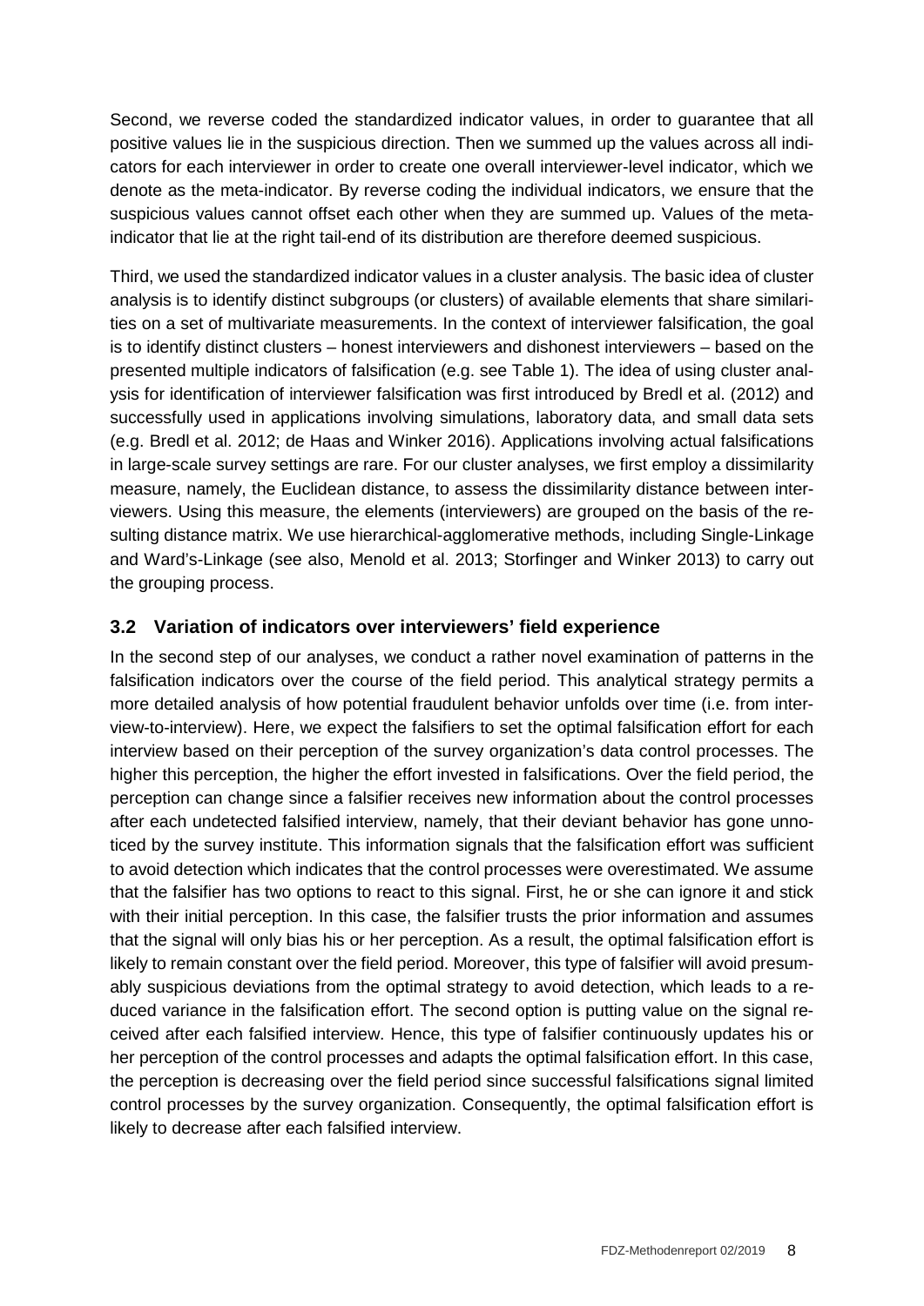Second, we reverse coded the standardized indicator values, in order to guarantee that all positive values lie in the suspicious direction. Then we summed up the values across all indicators for each interviewer in order to create one overall interviewer-level indicator, which we denote as the meta-indicator. By reverse coding the individual indicators, we ensure that the suspicious values cannot offset each other when they are summed up. Values of the meta-indicator that lie at the right tail-end of its distribution are therefore deemed suspicious.

Third, we used the standardized indicator values in a cluster analysis. The basic idea of cluster analysis is to identify distinct subgroups (or clusters) of available elements that share similarities on a set of multivariate measurements. In the context of interviewer falsification, the goal is to identify distinct clusters – honest interviewers and dishonest interviewers – based on the presented multiple indicators of falsification (e.g. see Table 1). The idea of using cluster analysis for identification of interviewer falsification was first introduced by Bredl et al. (2012) and successfully used in applications involving simulations, laboratory data, and small data sets (e.g. Bredl et al. 2012; de Haas and Winker 2016). Applications involving actual falsifications in large-scale survey settings are rare. For our cluster analyses, we first employ a dissimilarity measure, namely, the Euclidean distance, to assess the dissimilarity distance between interviewers. Using this measure, the elements (interviewers) are grouped on the basis of the resulting distance matrix. We use hierarchical-agglomerative methods, including Single-Linkage and Ward's-Linkage (see also, Menold et al. 2013; Storfinger and Winker 2013) to carry out the grouping process.

## 3.2 Variation of indicators over interviewers' field experience

In the second step of our analyses, we conduct a rather novel examination of patterns in the falsification indicators over the course of the field period. This analytical strategy permits a more detailed analysis of how potential fraudulent behavior unfolds over time (i.e. from interview-to-interview). Here, we expect the falsifiers to set the optimal falsification effort for each interview based on their perception of the survey organization's data control processes. The higher this perception, the higher the effort invested in falsifications. Over the field period, the perception can change since a falsifier receives new information about the control processes after each undetected falsified interview, namely, that their deviant behavior has gone unnoticed by the survey institute. This information signals that the falsification effort was sufficient to avoid detection which indicates that the control processes were overestimated. We assume that the falsifier has two options to react to this signal. First, he or she can ignore it and stick with their initial perception. In this case, the falsifier trusts the prior information and assumes that the signal will only bias his or her perception. As a result, the optimal falsification effort is likely to remain constant over the field period. Moreover, this type of falsifier will avoid presumably suspicious deviations from the optimal strategy to avoid detection, which leads to a reduced variance in the falsification effort. The second option is putting value on the signal received after each falsified interview. Hence, this type of falsifier continuously updates his or her perception of the control processes and adapts the optimal falsification effort. In this case, the perception is decreasing over the field period since successful falsifications signal limited control processes by the survey organization. Consequently, the optimal falsification effort is likely to decrease after each falsified interview.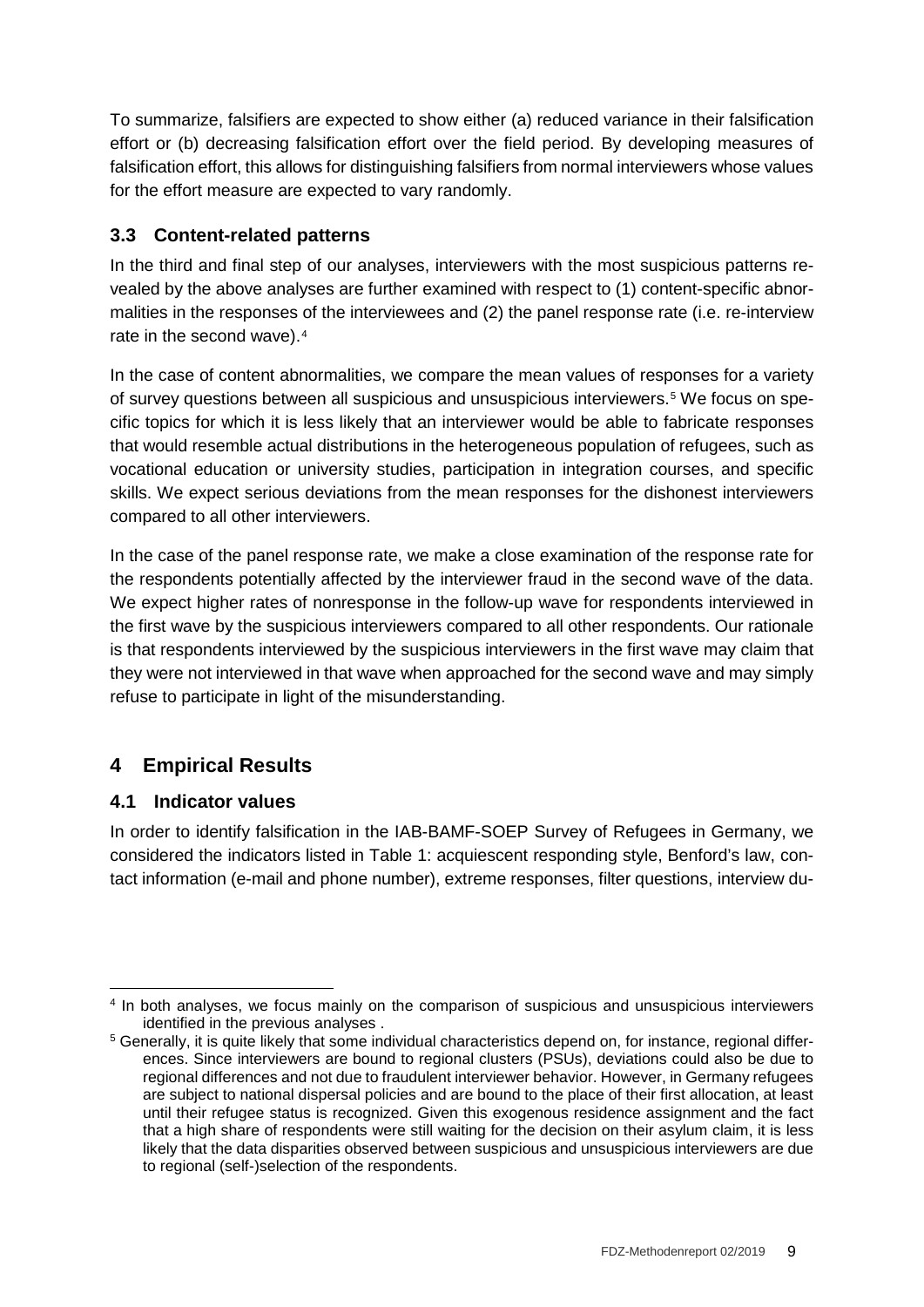To summarize, falsifiers are expected to show either (a) reduced variance in their falsification effort or (b) decreasing falsification effort over the field period. By developing measures of falsification effort, this allows for distinguishing falsifiers from normal interviewers whose values for the effort measure are expected to vary randomly.

### 3.3 Content-related patterns

In the third and final step of our analyses, interviewers with the most suspicious patterns revealed by the above analyses are further examined with respect to (1) content-specific abnormalities in the responses of the interviewees and (2) the panel response rate (i.e. re-interview rate in the second wave).[4]

In the case of content abnormalities, we compare the mean values of responses for a variety of survey questions between all suspicious and unsuspicious interviewers.[5] We focus on specific topics for which it is less likely that an interviewer would be able to fabricate responses that would resemble actual distributions in the heterogeneous population of refugees, such as vocational education or university studies, participation in integration courses, and specific skills. We expect serious deviations from the mean responses for the dishonest interviewers compared to all other interviewers.

In the case of the panel response rate, we make a close examination of the response rate for the respondents potentially affected by the interviewer fraud in the second wave of the data. We expect higher rates of nonresponse in the follow-up wave for respondents interviewed in the first wave by the suspicious interviewers compared to all other respondents. Our rationale is that respondents interviewed by the suspicious interviewers in the first wave may claim that they were not interviewed in that wave when approached for the second wave and may simply refuse to participate in light of the misunderstanding.

## 4 Empirical Results

### 4.1 Indicator values

In order to identify falsification in the IAB-BAMF-SOEP Survey of Refugees in Germany, we considered the indicators listed in Table 1: acquiescent responding style, Benford's law, contact information (e-mail and phone number), extreme responses, filter questions, interview du-

---

[4] In both analyses, we focus mainly on the comparison of suspicious and unsuspicious interviewers identified in the previous analyses .

[5] Generally, it is quite likely that some individual characteristics depend on, for instance, regional differences. Since interviewers are bound to regional clusters (PSUs), deviations could also be due to regional differences and not due to fraudulent interviewer behavior. However, in Germany refugees are subject to national dispersal policies and are bound to the place of their first allocation, at least until their refugee status is recognized. Given this exogenous residence assignment and the fact that a high share of respondents were still waiting for the decision on their asylum claim, it is less likely that the data disparities observed between suspicious and unsuspicious interviewers are due to regional (self-)selection of the respondents.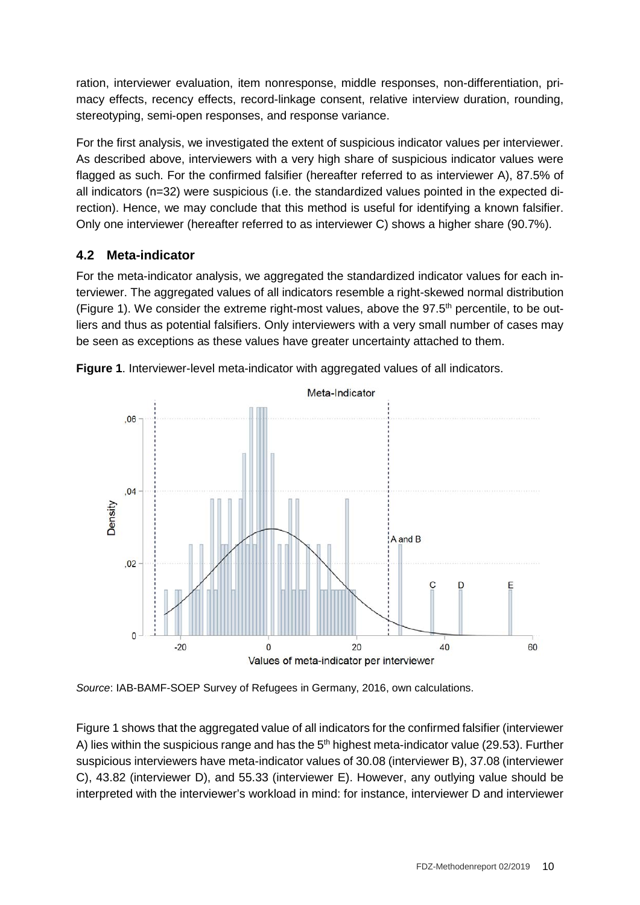ration, interviewer evaluation, item nonresponse, middle responses, non-differentiation, primacy effects, recency effects, record-linkage consent, relative interview duration, rounding, stereotyping, semi-open responses, and response variance.

For the first analysis, we investigated the extent of suspicious indicator values per interviewer. As described above, interviewers with a very high share of suspicious indicator values were flagged as such. For the confirmed falsifier (hereafter referred to as interviewer A), 87.5% of all indicators (n=32) were suspicious (i.e. the standardized values pointed in the expected direction). Hence, we may conclude that this method is useful for identifying a known falsifier. Only one interviewer (hereafter referred to as interviewer C) shows a higher share (90.7%).

## 4.2 Meta-indicator

For the meta-indicator analysis, we aggregated the standardized indicator values for each interviewer. The aggregated values of all indicators resemble a right-skewed normal distribution (Figure 1). We consider the extreme right-most values, above the 97.5th percentile, to be outliers and thus as potential falsifiers. Only interviewers with a very small number of cases may be seen as exceptions as these values have greater uncertainty attached to them.

**Figure 1**. Interviewer-level meta-indicator with aggregated values of all indicators.

*Source*: IAB-BAMF-SOEP Survey of Refugees in Germany, 2016, own calculations.

Figure 1 shows that the aggregated value of all indicators for the confirmed falsifier (interviewer A) lies within the suspicious range and has the 5th highest meta-indicator value (29.53). Further suspicious interviewers have meta-indicator values of 30.08 (interviewer B), 37.08 (interviewer C), 43.82 (interviewer D), and 55.33 (interviewer E). However, any outlying value should be interpreted with the interviewer's workload in mind: for instance, interviewer D and interviewer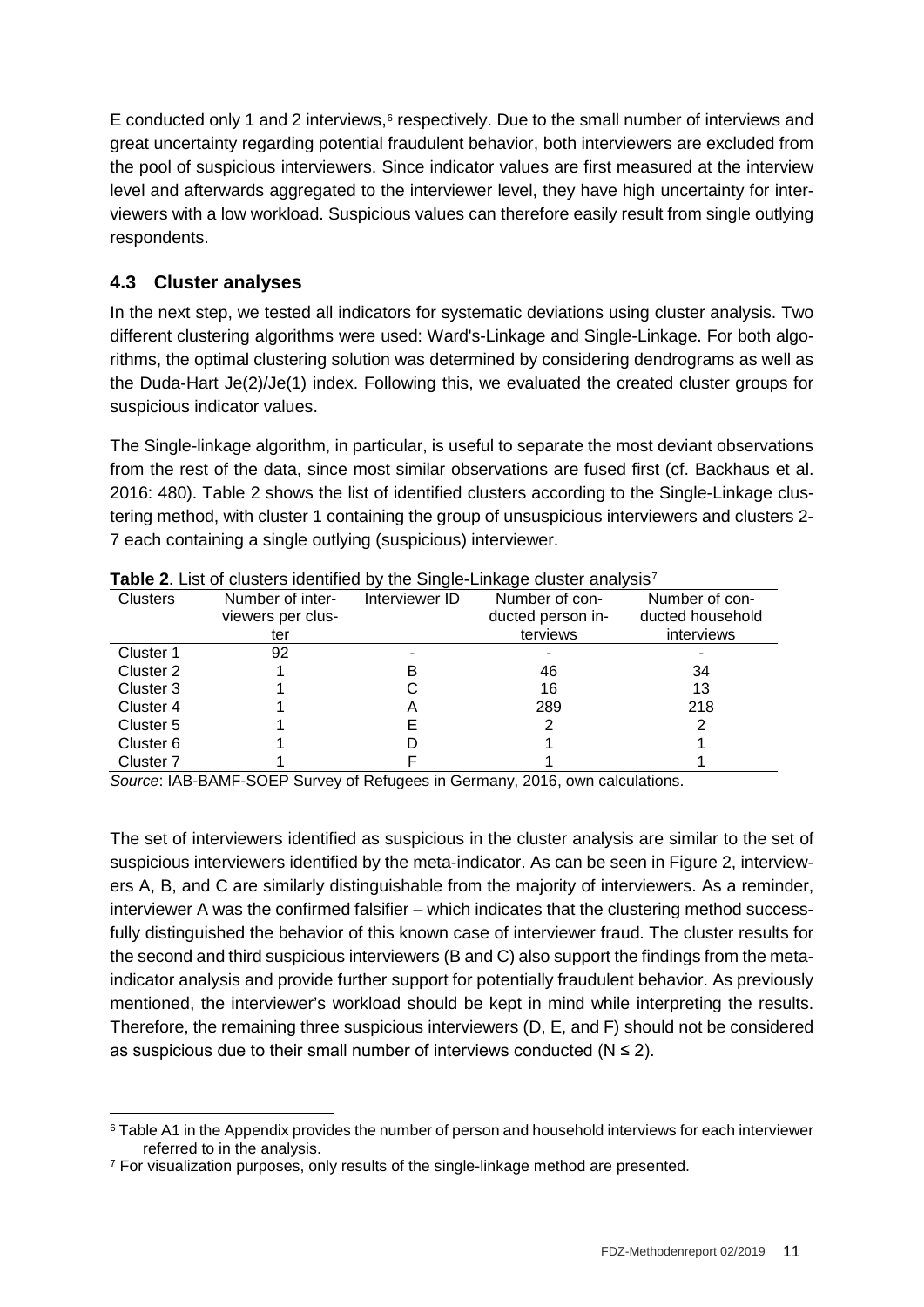E conducted only 1 and 2 interviews,[6] respectively. Due to the small number of interviews and great uncertainty regarding potential fraudulent behavior, both interviewers are excluded from the pool of suspicious interviewers. Since indicator values are first measured at the interview level and afterwards aggregated to the interviewer level, they have high uncertainty for interviewers with a low workload. Suspicious values can therefore easily result from single outlying respondents.

## 4.3 Cluster analyses

In the next step, we tested all indicators for systematic deviations using cluster analysis. Two different clustering algorithms were used: Ward's-Linkage and Single-Linkage. For both algorithms, the optimal clustering solution was determined by considering dendrograms as well as the Duda-Hart Je(2)/Je(1) index. Following this, we evaluated the created cluster groups for suspicious indicator values.

The Single-linkage algorithm, in particular, is useful to separate the most deviant observations from the rest of the data, since most similar observations are fused first (cf. Backhaus et al. 2016: 480). Table 2 shows the list of identified clusters according to the Single-Linkage clustering method, with cluster 1 containing the group of unsuspicious interviewers and clusters 2-7 each containing a single outlying (suspicious) interviewer.

**Table 2**. List of clusters identified by the Single-Linkage cluster analysis[7]

| Clusters | Number of interviewers per cluster | Interviewer ID | Number of conducted person interviews | Number of conducted household interviews |
|---|---|---|---|---|
| Cluster 1 | 92 | - | - | - |
| Cluster 2 | 1 | B | 46 | 34 |
| Cluster 3 | 1 | C | 16 | 13 |
| Cluster 4 | 1 | A | 289 | 218 |
| Cluster 5 | 1 | E | 2 | 2 |
| Cluster 6 | 1 | D | 1 | 1 |
| Cluster 7 | 1 | F | 1 | 1 |

*Source*: IAB-BAMF-SOEP Survey of Refugees in Germany, 2016, own calculations.

The set of interviewers identified as suspicious in the cluster analysis are similar to the set of suspicious interviewers identified by the meta-indicator. As can be seen in Figure 2, interviewers A, B, and C are similarly distinguishable from the majority of interviewers. As a reminder, interviewer A was the confirmed falsifier – which indicates that the clustering method successfully distinguished the behavior of this known case of interviewer fraud. The cluster results for the second and third suspicious interviewers (B and C) also support the findings from the meta-indicator analysis and provide further support for potentially fraudulent behavior. As previously mentioned, the interviewer's workload should be kept in mind while interpreting the results. Therefore, the remaining three suspicious interviewers (D, E, and F) should not be considered as suspicious due to their small number of interviews conducted ($N \leq 2$).

[6] Table A1 in the Appendix provides the number of person and household interviews for each interviewer referred to in the analysis.

[7] For visualization purposes, only results of the single-linkage method are presented.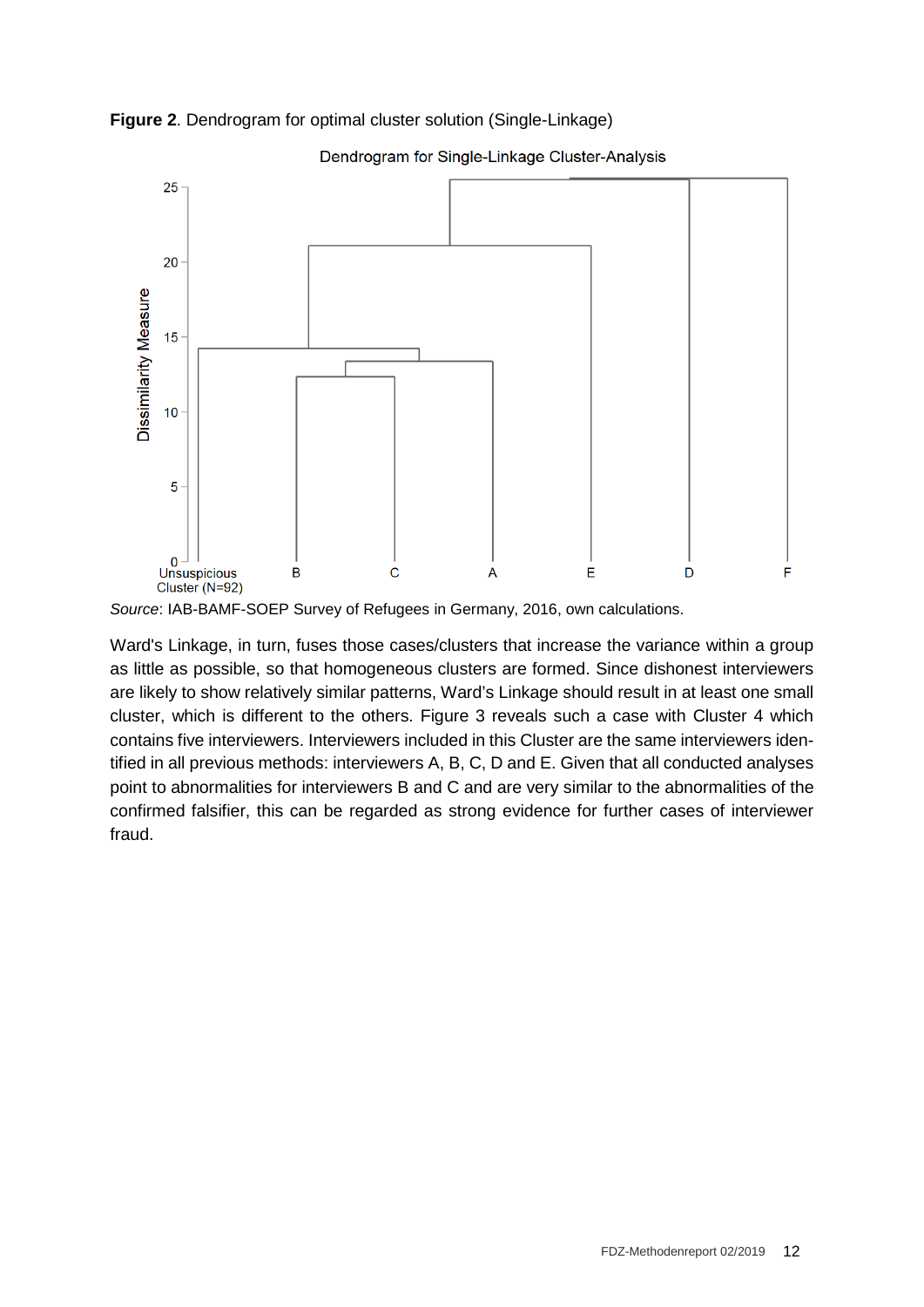**Figure 2**. Dendrogram for optimal cluster solution (Single-Linkage)

*Source*: IAB-BAMF-SOEP Survey of Refugees in Germany, 2016, own calculations.

Ward's Linkage, in turn, fuses those cases/clusters that increase the variance within a group as little as possible, so that homogeneous clusters are formed. Since dishonest interviewers are likely to show relatively similar patterns, Ward's Linkage should result in at least one small cluster, which is different to the others. Figure 3 reveals such a case with Cluster 4 which contains five interviewers. Interviewers included in this Cluster are the same interviewers identified in all previous methods: interviewers A, B, C, D and E. Given that all conducted analyses point to abnormalities for interviewers B and C and are very similar to the abnormalities of the confirmed falsifier, this can be regarded as strong evidence for further cases of interviewer fraud.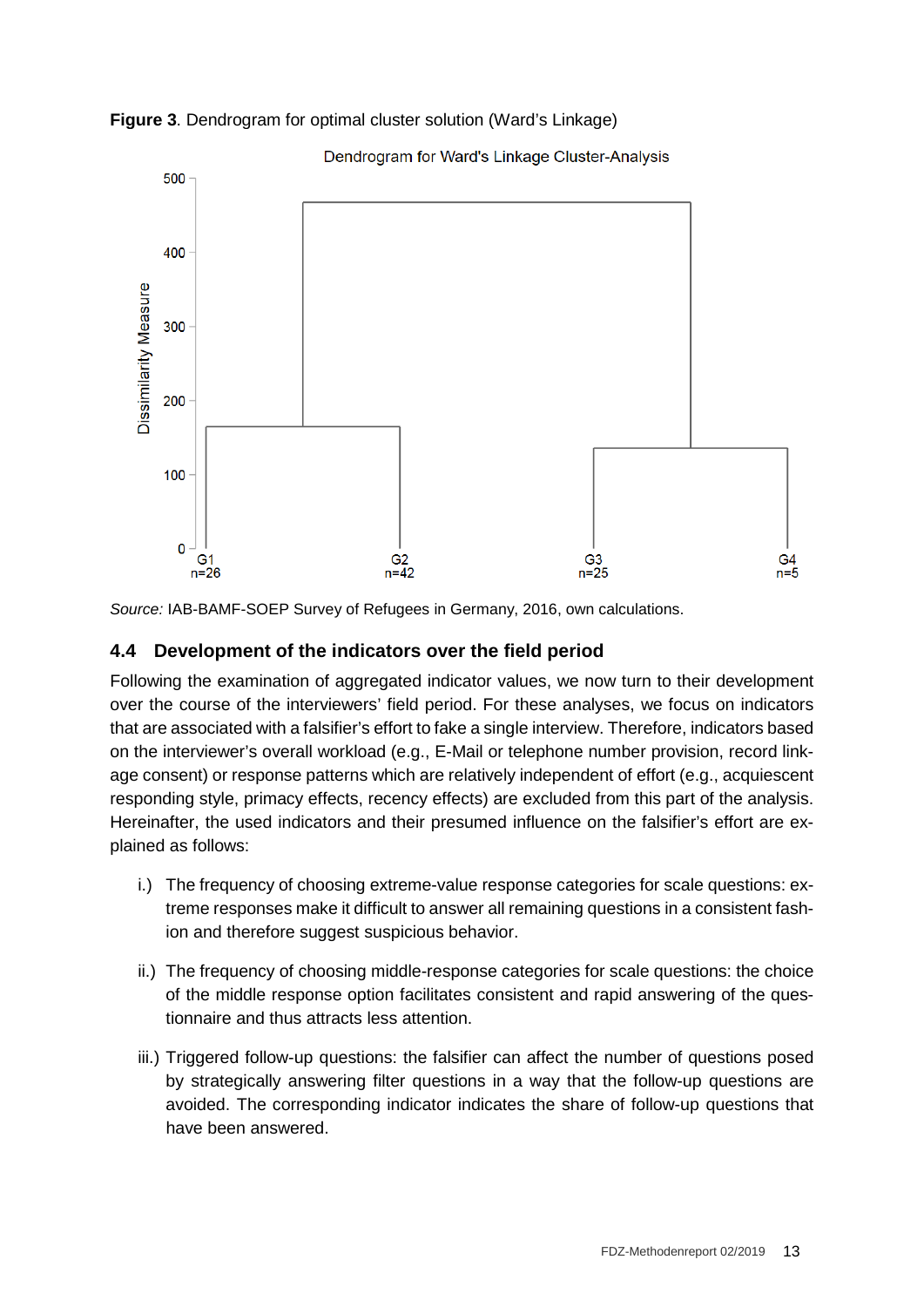**Figure 3**. Dendrogram for optimal cluster solution (Ward's Linkage)

*Source:* IAB-BAMF-SOEP Survey of Refugees in Germany, 2016, own calculations.

### 4.4 Development of the indicators over the field period

Following the examination of aggregated indicator values, we now turn to their development over the course of the interviewers' field period. For these analyses, we focus on indicators that are associated with a falsifier's effort to fake a single interview. Therefore, indicators based on the interviewer's overall workload (e.g., E-Mail or telephone number provision, record linkage consent) or response patterns which are relatively independent of effort (e.g., acquiescent responding style, primacy effects, recency effects) are excluded from this part of the analysis. Hereinafter, the used indicators and their presumed influence on the falsifier's effort are explained as follows:

i.) The frequency of choosing extreme-value response categories for scale questions: extreme responses make it difficult to answer all remaining questions in a consistent fashion and therefore suggest suspicious behavior.

ii.) The frequency of choosing middle-response categories for scale questions: the choice of the middle response option facilitates consistent and rapid answering of the questionnaire and thus attracts less attention.

iii.) Triggered follow-up questions: the falsifier can affect the number of questions posed by strategically answering filter questions in a way that the follow-up questions are avoided. The corresponding indicator indicates the share of follow-up questions that have been answered.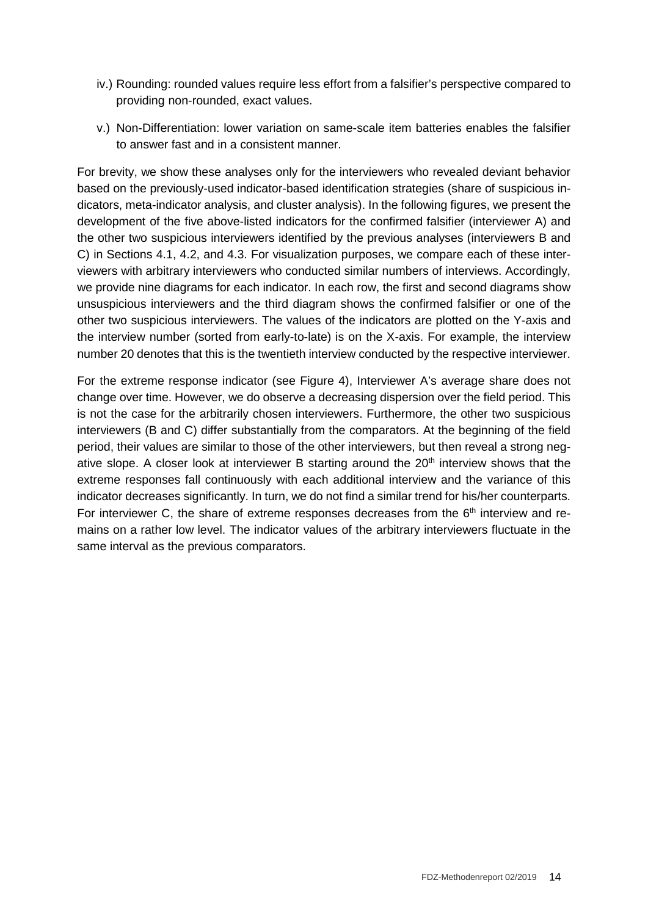iv.) Rounding: rounded values require less effort from a falsifier's perspective compared to providing non-rounded, exact values.

v.) Non-Differentiation: lower variation on same-scale item batteries enables the falsifier to answer fast and in a consistent manner.

For brevity, we show these analyses only for the interviewers who revealed deviant behavior based on the previously-used indicator-based identification strategies (share of suspicious indicators, meta-indicator analysis, and cluster analysis). In the following figures, we present the development of the five above-listed indicators for the confirmed falsifier (interviewer A) and the other two suspicious interviewers identified by the previous analyses (interviewers B and C) in Sections 4.1, 4.2, and 4.3. For visualization purposes, we compare each of these interviewers with arbitrary interviewers who conducted similar numbers of interviews. Accordingly, we provide nine diagrams for each indicator. In each row, the first and second diagrams show unsuspicious interviewers and the third diagram shows the confirmed falsifier or one of the other two suspicious interviewers. The values of the indicators are plotted on the Y-axis and the interview number (sorted from early-to-late) is on the X-axis. For example, the interview number 20 denotes that this is the twentieth interview conducted by the respective interviewer.

For the extreme response indicator (see Figure 4), Interviewer A's average share does not change over time. However, we do observe a decreasing dispersion over the field period. This is not the case for the arbitrarily chosen interviewers. Furthermore, the other two suspicious interviewers (B and C) differ substantially from the comparators. At the beginning of the field period, their values are similar to those of the other interviewers, but then reveal a strong negative slope. A closer look at interviewer B starting around the 20th interview shows that the extreme responses fall continuously with each additional interview and the variance of this indicator decreases significantly. In turn, we do not find a similar trend for his/her counterparts. For interviewer C, the share of extreme responses decreases from the 6th interview and remains on a rather low level. The indicator values of the arbitrary interviewers fluctuate in the same interval as the previous comparators.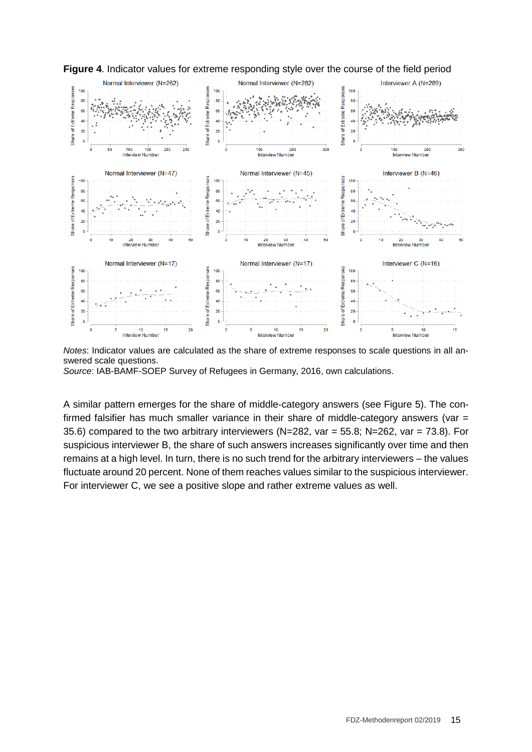**Figure 4**. Indicator values for extreme responding style over the course of the field period

*Notes*: Indicator values are calculated as the share of extreme responses to scale questions in all answered scale questions.

*Source*: IAB-BAMF-SOEP Survey of Refugees in Germany, 2016, own calculations.

A similar pattern emerges for the share of middle-category answers (see Figure 5). The confirmed falsifier has much smaller variance in their share of middle-category answers (var = 35.6) compared to the two arbitrary interviewers (N=282, var = 55.8; N=262, var = 73.8). For suspicious interviewer B, the share of such answers increases significantly over time and then remains at a high level. In turn, there is no such trend for the arbitrary interviewers – the values fluctuate around 20 percent. None of them reaches values similar to the suspicious interviewer. For interviewer C, we see a positive slope and rather extreme values as well.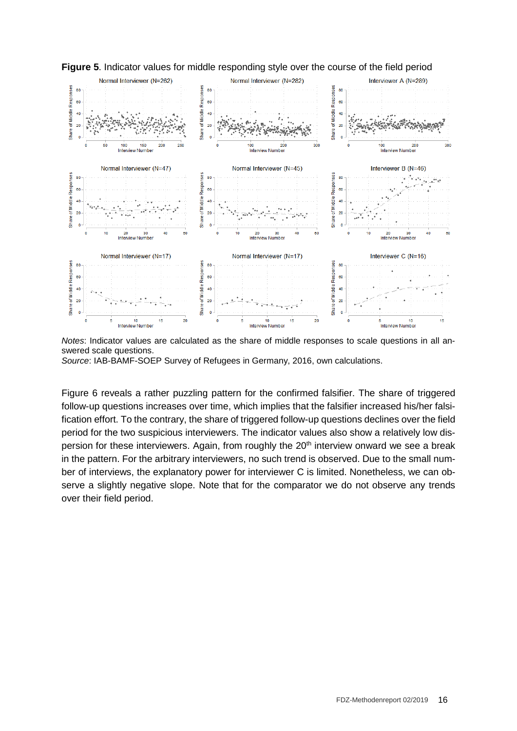**Figure 5**. Indicator values for middle responding style over the course of the field period

*Notes*: Indicator values are calculated as the share of middle responses to scale questions in all answered scale questions.
*Source*: IAB-BAMF-SOEP Survey of Refugees in Germany, 2016, own calculations.

Figure 6 reveals a rather puzzling pattern for the confirmed falsifier. The share of triggered follow-up questions increases over time, which implies that the falsifier increased his/her falsification effort. To the contrary, the share of triggered follow-up questions declines over the field period for the two suspicious interviewers. The indicator values also show a relatively low dispersion for these interviewers. Again, from roughly the 20th interview onward we see a break in the pattern. For the arbitrary interviewers, no such trend is observed. Due to the small number of interviews, the explanatory power for interviewer C is limited. Nonetheless, we can observe a slightly negative slope. Note that for the comparator we do not observe any trends over their field period.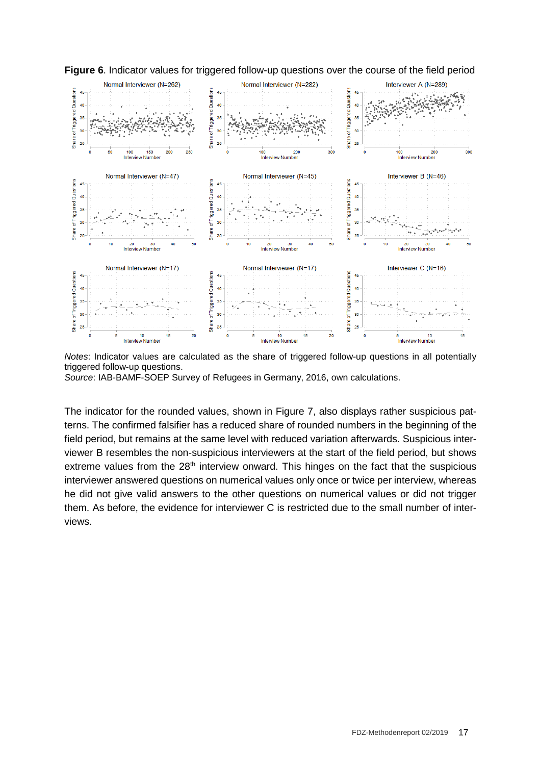**Figure 6**. Indicator values for triggered follow-up questions over the course of the field period

*Notes*: Indicator values are calculated as the share of triggered follow-up questions in all potentially triggered follow-up questions.
*Source*: IAB-BAMF-SOEP Survey of Refugees in Germany, 2016, own calculations.

The indicator for the rounded values, shown in Figure 7, also displays rather suspicious patterns. The confirmed falsifier has a reduced share of rounded numbers in the beginning of the field period, but remains at the same level with reduced variation afterwards. Suspicious interviewer B resembles the non-suspicious interviewers at the start of the field period, but shows extreme values from the 28th interview onward. This hinges on the fact that the suspicious interviewer answered questions on numerical values only once or twice per interview, whereas he did not give valid answers to the other questions on numerical values or did not trigger them. As before, the evidence for interviewer C is restricted due to the small number of interviews.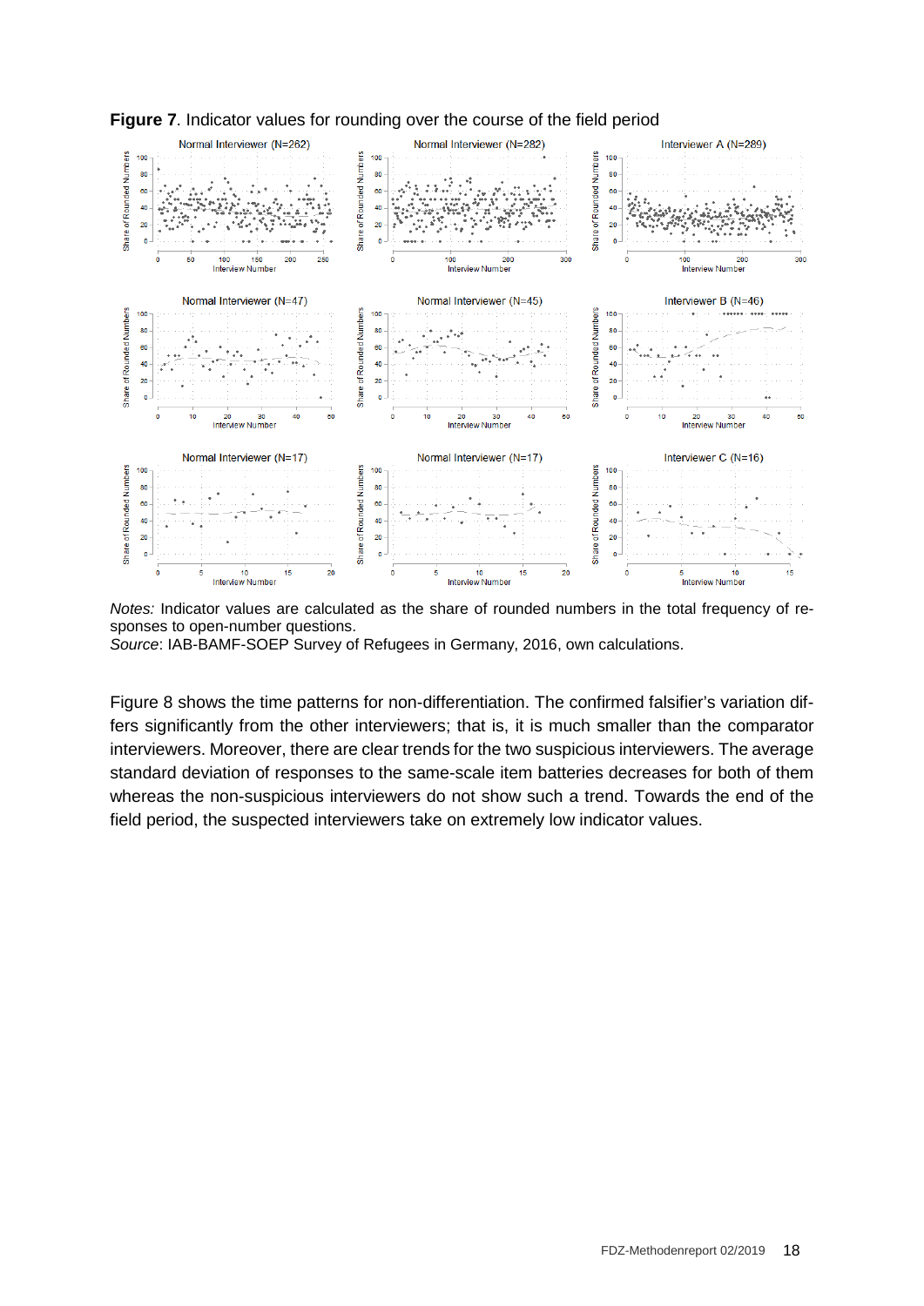**Figure 7**. Indicator values for rounding over the course of the field period

*Notes:* Indicator values are calculated as the share of rounded numbers in the total frequency of responses to open-number questions.
*Source*: IAB-BAMF-SOEP Survey of Refugees in Germany, 2016, own calculations.

Figure 8 shows the time patterns for non-differentiation. The confirmed falsifier's variation differs significantly from the other interviewers; that is, it is much smaller than the comparator interviewers. Moreover, there are clear trends for the two suspicious interviewers. The average standard deviation of responses to the same-scale item batteries decreases for both of them whereas the non-suspicious interviewers do not show such a trend. Towards the end of the field period, the suspected interviewers take on extremely low indicator values.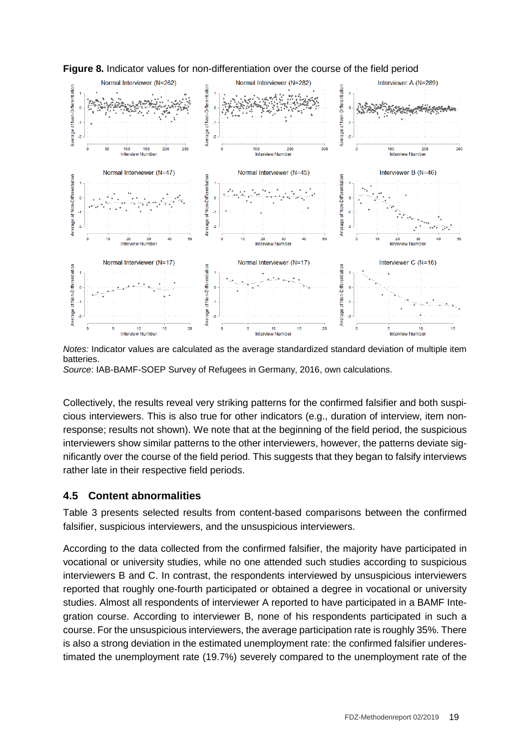**Figure 8.** Indicator values for non-differentiation over the course of the field period

*Notes:* Indicator values are calculated as the average standardized standard deviation of multiple item batteries.
*Source*: IAB-BAMF-SOEP Survey of Refugees in Germany, 2016, own calculations.

Collectively, the results reveal very striking patterns for the confirmed falsifier and both suspicious interviewers. This is also true for other indicators (e.g., duration of interview, item nonresponse; results not shown). We note that at the beginning of the field period, the suspicious interviewers show similar patterns to the other interviewers, however, the patterns deviate significantly over the course of the field period. This suggests that they began to falsify interviews rather late in their respective field periods.

## 4.5 Content abnormalities

Table 3 presents selected results from content-based comparisons between the confirmed falsifier, suspicious interviewers, and the unsuspicious interviewers.

According to the data collected from the confirmed falsifier, the majority have participated in vocational or university studies, while no one attended such studies according to suspicious interviewers B and C. In contrast, the respondents interviewed by unsuspicious interviewers reported that roughly one-fourth participated or obtained a degree in vocational or university studies. Almost all respondents of interviewer A reported to have participated in a BAMF Integration course. According to interviewer B, none of his respondents participated in such a course. For the unsuspicious interviewers, the average participation rate is roughly 35%. There is also a strong deviation in the estimated unemployment rate: the confirmed falsifier underestimated the unemployment rate (19.7%) severely compared to the unemployment rate of the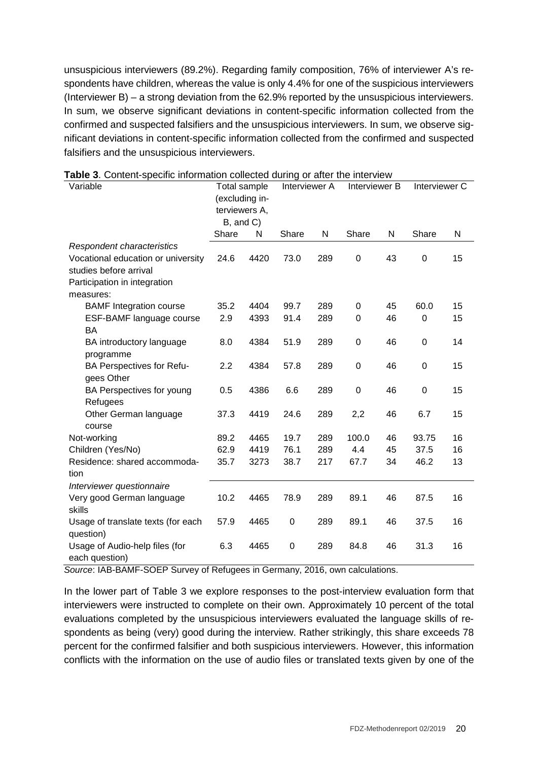unsuspicious interviewers (89.2%). Regarding family composition, 76% of interviewer A's respondents have children, whereas the value is only 4.4% for one of the suspicious interviewers (Interviewer B) – a strong deviation from the 62.9% reported by the unsuspicious interviewers. In sum, we observe significant deviations in content-specific information collected from the confirmed and suspected falsifiers and the unsuspicious interviewers. In sum, we observe significant deviations in content-specific information collected from the confirmed and suspected falsifiers and the unsuspicious interviewers.

**Table 3**. Content-specific information collected during or after the interview

| Variable | Total sample (excluding interviewers A, B, and C) | | Interviewer A | | Interviewer B | | Interviewer C | |
|---|---|---|---|---|---|---|---|---|
| | Share | N | Share | N | Share | N | Share | N |
| *Respondent characteristics* | | | | | | | | |
| Vocational education or university studies before arrival | 24.6 | 4420 | 73.0 | 289 | 0 | 43 | 0 | 15 |
| Participation in integration measures: | | | | | | | | |
| BAMF Integration course | 35.2 | 4404 | 99.7 | 289 | 0 | 45 | 60.0 | 15 |
| ESF-BAMF language course BA | 2.9 | 4393 | 91.4 | 289 | 0 | 46 | 0 | 15 |
| BA introductory language programme | 8.0 | 4384 | 51.9 | 289 | 0 | 46 | 0 | 14 |
| BA Perspectives for Refugees Other | 2.2 | 4384 | 57.8 | 289 | 0 | 46 | 0 | 15 |
| BA Perspectives for young Refugees | 0.5 | 4386 | 6.6 | 289 | 0 | 46 | 0 | 15 |
| Other German language course | 37.3 | 4419 | 24.6 | 289 | 2,2 | 46 | 6.7 | 15 |
| Not-working | 89.2 | 4465 | 19.7 | 289 | 100.0 | 46 | 93.75 | 16 |
| Children (Yes/No) | 62.9 | 4419 | 76.1 | 289 | 4.4 | 45 | 37.5 | 16 |
| Residence: shared accommodation | 35.7 | 3273 | 38.7 | 217 | 67.7 | 34 | 46.2 | 13 |
| *Interviewer questionnaire* | | | | | | | | |
| Very good German language skills | 10.2 | 4465 | 78.9 | 289 | 89.1 | 46 | 87.5 | 16 |
| Usage of translate texts (for each question) | 57.9 | 4465 | 0 | 289 | 89.1 | 46 | 37.5 | 16 |
| Usage of Audio-help files (for each question) | 6.3 | 4465 | 0 | 289 | 84.8 | 46 | 31.3 | 16 |

*Source*: IAB-BAMF-SOEP Survey of Refugees in Germany, 2016, own calculations.

In the lower part of Table 3 we explore responses to the post-interview evaluation form that interviewers were instructed to complete on their own. Approximately 10 percent of the total evaluations completed by the unsuspicious interviewers evaluated the language skills of respondents as being (very) good during the interview. Rather strikingly, this share exceeds 78 percent for the confirmed falsifier and both suspicious interviewers. However, this information conflicts with the information on the use of audio files or translated texts given by one of the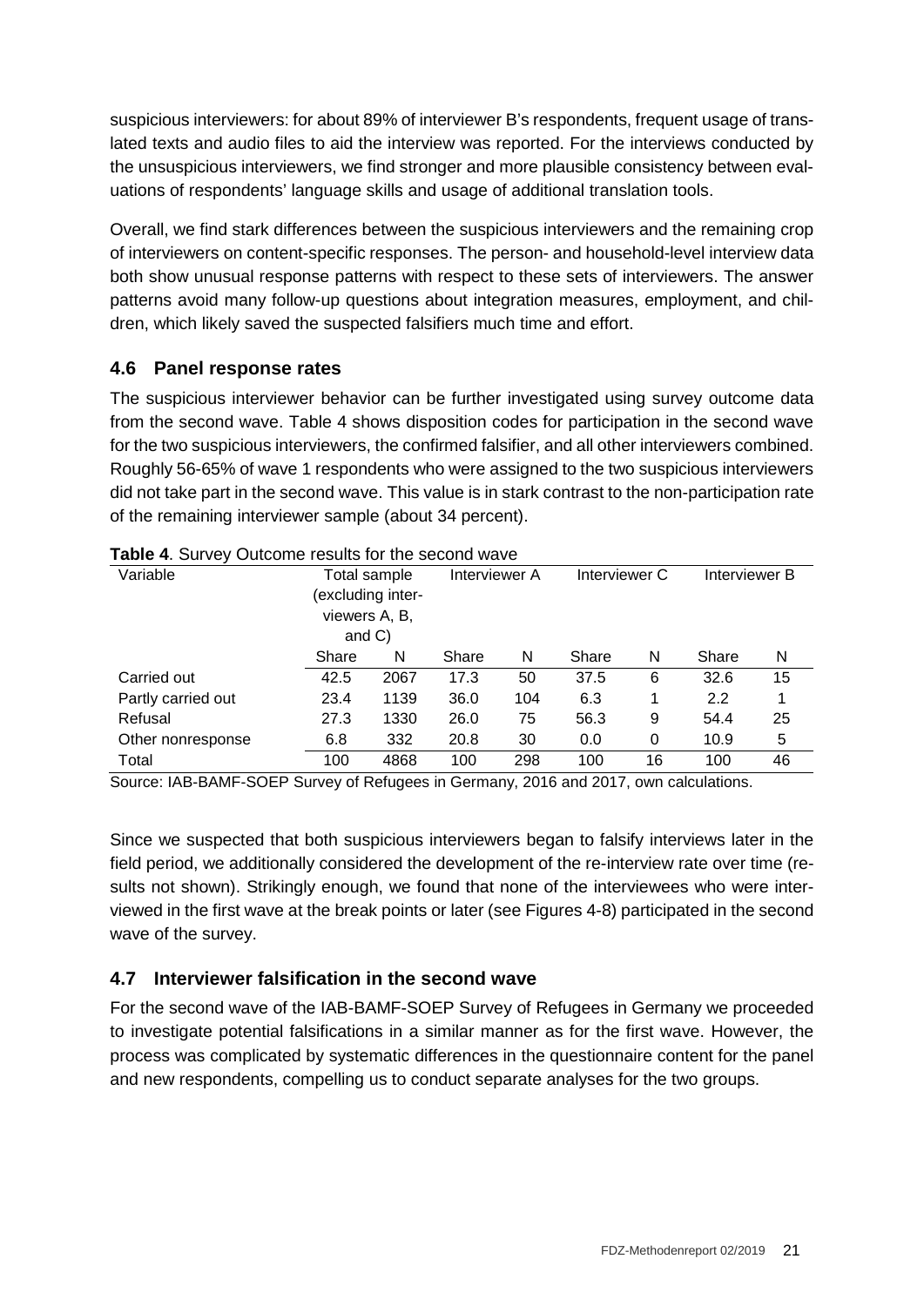suspicious interviewers: for about 89% of interviewer B's respondents, frequent usage of translated texts and audio files to aid the interview was reported. For the interviews conducted by the unsuspicious interviewers, we find stronger and more plausible consistency between evaluations of respondents' language skills and usage of additional translation tools.

Overall, we find stark differences between the suspicious interviewers and the remaining crop of interviewers on content-specific responses. The person- and household-level interview data both show unusual response patterns with respect to these sets of interviewers. The answer patterns avoid many follow-up questions about integration measures, employment, and children, which likely saved the suspected falsifiers much time and effort.

## 4.6 Panel response rates

The suspicious interviewer behavior can be further investigated using survey outcome data from the second wave. Table 4 shows disposition codes for participation in the second wave for the two suspicious interviewers, the confirmed falsifier, and all other interviewers combined. Roughly 56-65% of wave 1 respondents who were assigned to the two suspicious interviewers did not take part in the second wave. This value is in stark contrast to the non-participation rate of the remaining interviewer sample (about 34 percent).

**Table 4**. Survey Outcome results for the second wave

| Variable | Total sample (excluding interviewers A, B, and C) | | Interviewer A | | Interviewer C | | Interviewer B | |
|---|---|---|---|---|---|---|---|---|
| | Share | N | Share | N | Share | N | Share | N |
| Carried out | 42.5 | 2067 | 17.3 | 50 | 37.5 | 6 | 32.6 | 15 |
| Partly carried out | 23.4 | 1139 | 36.0 | 104 | 6.3 | 1 | 2.2 | 1 |
| Refusal | 27.3 | 1330 | 26.0 | 75 | 56.3 | 9 | 54.4 | 25 |
| Other nonresponse | 6.8 | 332 | 20.8 | 30 | 0.0 | 0 | 10.9 | 5 |
| Total | 100 | 4868 | 100 | 298 | 100 | 16 | 100 | 46 |

Source: IAB-BAMF-SOEP Survey of Refugees in Germany, 2016 and 2017, own calculations.

Since we suspected that both suspicious interviewers began to falsify interviews later in the field period, we additionally considered the development of the re-interview rate over time (results not shown). Strikingly enough, we found that none of the interviewees who were interviewed in the first wave at the break points or later (see Figures 4-8) participated in the second wave of the survey.

## 4.7 Interviewer falsification in the second wave

For the second wave of the IAB-BAMF-SOEP Survey of Refugees in Germany we proceeded to investigate potential falsifications in a similar manner as for the first wave. However, the process was complicated by systematic differences in the questionnaire content for the panel and new respondents, compelling us to conduct separate analyses for the two groups.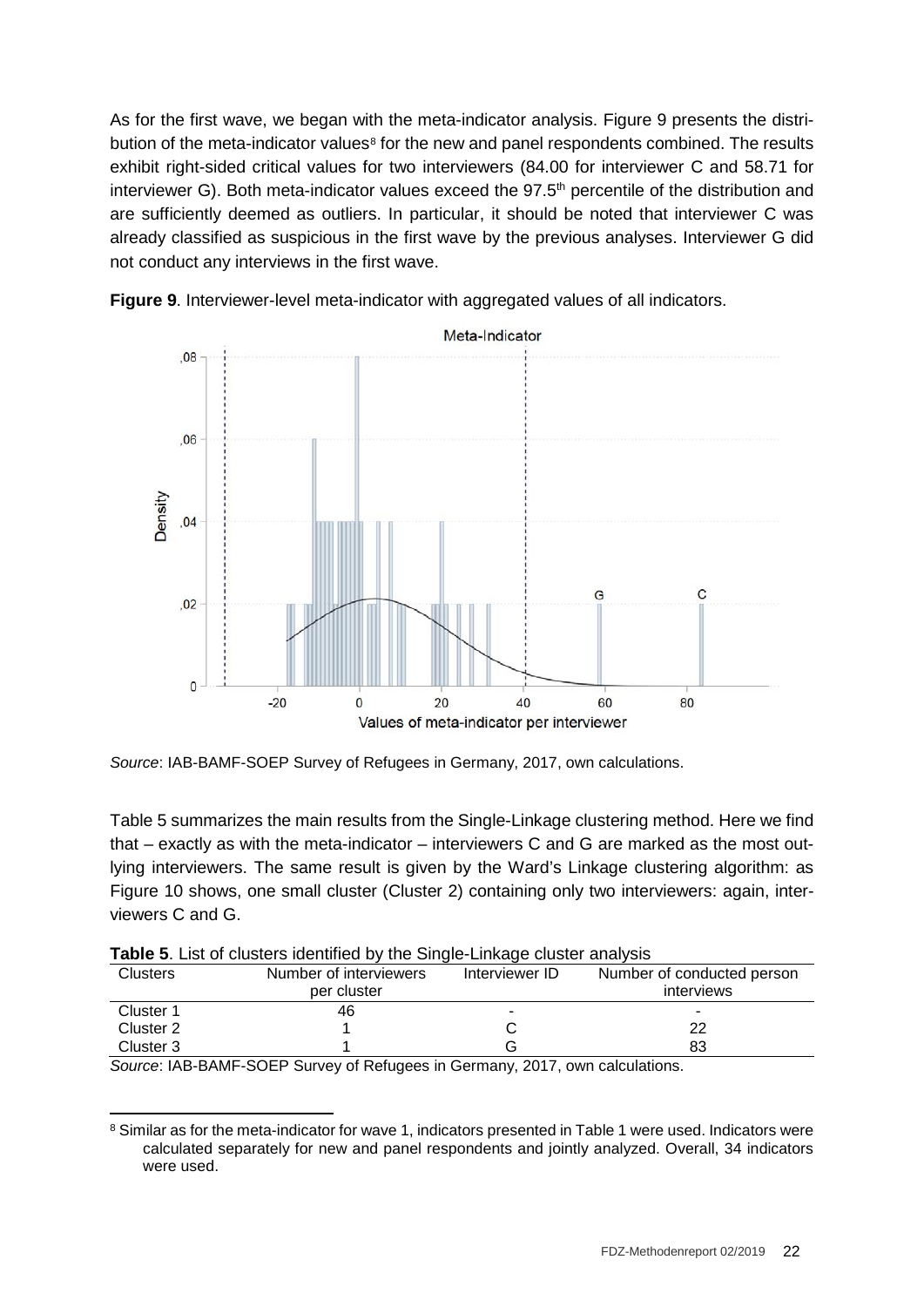As for the first wave, we began with the meta-indicator analysis. Figure 9 presents the distribution of the meta-indicator values[8] for the new and panel respondents combined. The results exhibit right-sided critical values for two interviewers (84.00 for interviewer C and 58.71 for interviewer G). Both meta-indicator values exceed the 97.5th percentile of the distribution and are sufficiently deemed as outliers. In particular, it should be noted that interviewer C was already classified as suspicious in the first wave by the previous analyses. Interviewer G did not conduct any interviews in the first wave.

**Figure 9**. Interviewer-level meta-indicator with aggregated values of all indicators.

*Source*: IAB-BAMF-SOEP Survey of Refugees in Germany, 2017, own calculations.

Table 5 summarizes the main results from the Single-Linkage clustering method. Here we find that – exactly as with the meta-indicator – interviewers C and G are marked as the most outlying interviewers. The same result is given by the Ward's Linkage clustering algorithm: as Figure 10 shows, one small cluster (Cluster 2) containing only two interviewers: again, interviewers C and G.

**Table 5**. List of clusters identified by the Single-Linkage cluster analysis

| Clusters | Number of interviewers per cluster | Interviewer ID | Number of conducted person interviews |
|---|---|---|---|
| Cluster 1 | 46 | - | - |
| Cluster 2 | 1 | C | 22 |
| Cluster 3 | 1 | G | 83 |

*Source*: IAB-BAMF-SOEP Survey of Refugees in Germany, 2017, own calculations.

[8] Similar as for the meta-indicator for wave 1, indicators presented in Table 1 were used. Indicators were calculated separately for new and panel respondents and jointly analyzed. Overall, 34 indicators were used.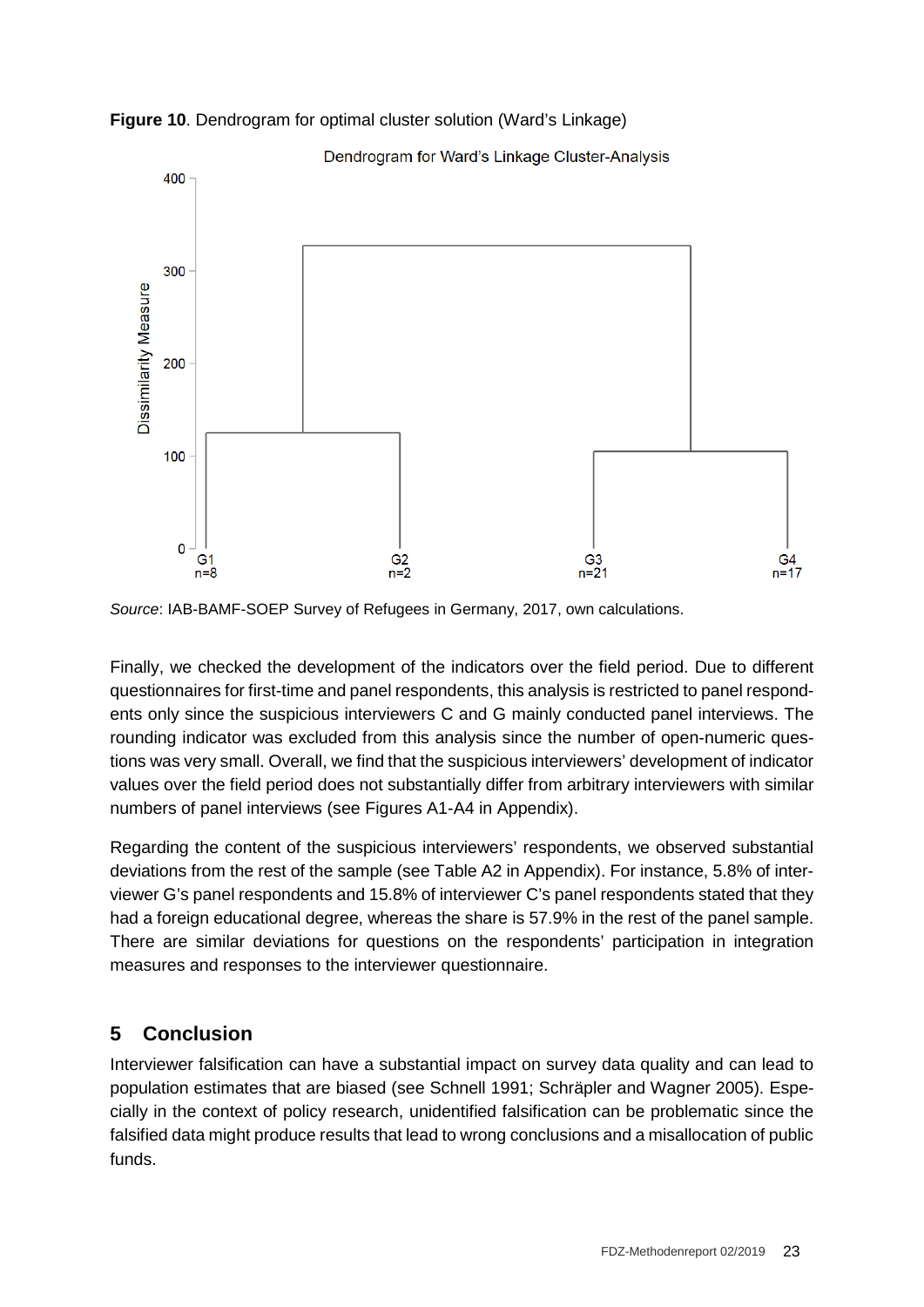**Figure 10**. Dendrogram for optimal cluster solution (Ward's Linkage)

*Source*: IAB-BAMF-SOEP Survey of Refugees in Germany, 2017, own calculations.

Finally, we checked the development of the indicators over the field period. Due to different questionnaires for first-time and panel respondents, this analysis is restricted to panel respondents only since the suspicious interviewers C and G mainly conducted panel interviews. The rounding indicator was excluded from this analysis since the number of open-numeric questions was very small. Overall, we find that the suspicious interviewers' development of indicator values over the field period does not substantially differ from arbitrary interviewers with similar numbers of panel interviews (see Figures A1-A4 in Appendix).

Regarding the content of the suspicious interviewers' respondents, we observed substantial deviations from the rest of the sample (see Table A2 in Appendix). For instance, 5.8% of interviewer G's panel respondents and 15.8% of interviewer C's panel respondents stated that they had a foreign educational degree, whereas the share is 57.9% in the rest of the panel sample. There are similar deviations for questions on the respondents' participation in integration measures and responses to the interviewer questionnaire.

## 5 Conclusion

Interviewer falsification can have a substantial impact on survey data quality and can lead to population estimates that are biased (see Schnell 1991; Schräpler and Wagner 2005). Especially in the context of policy research, unidentified falsification can be problematic since the falsified data might produce results that lead to wrong conclusions and a misallocation of public funds.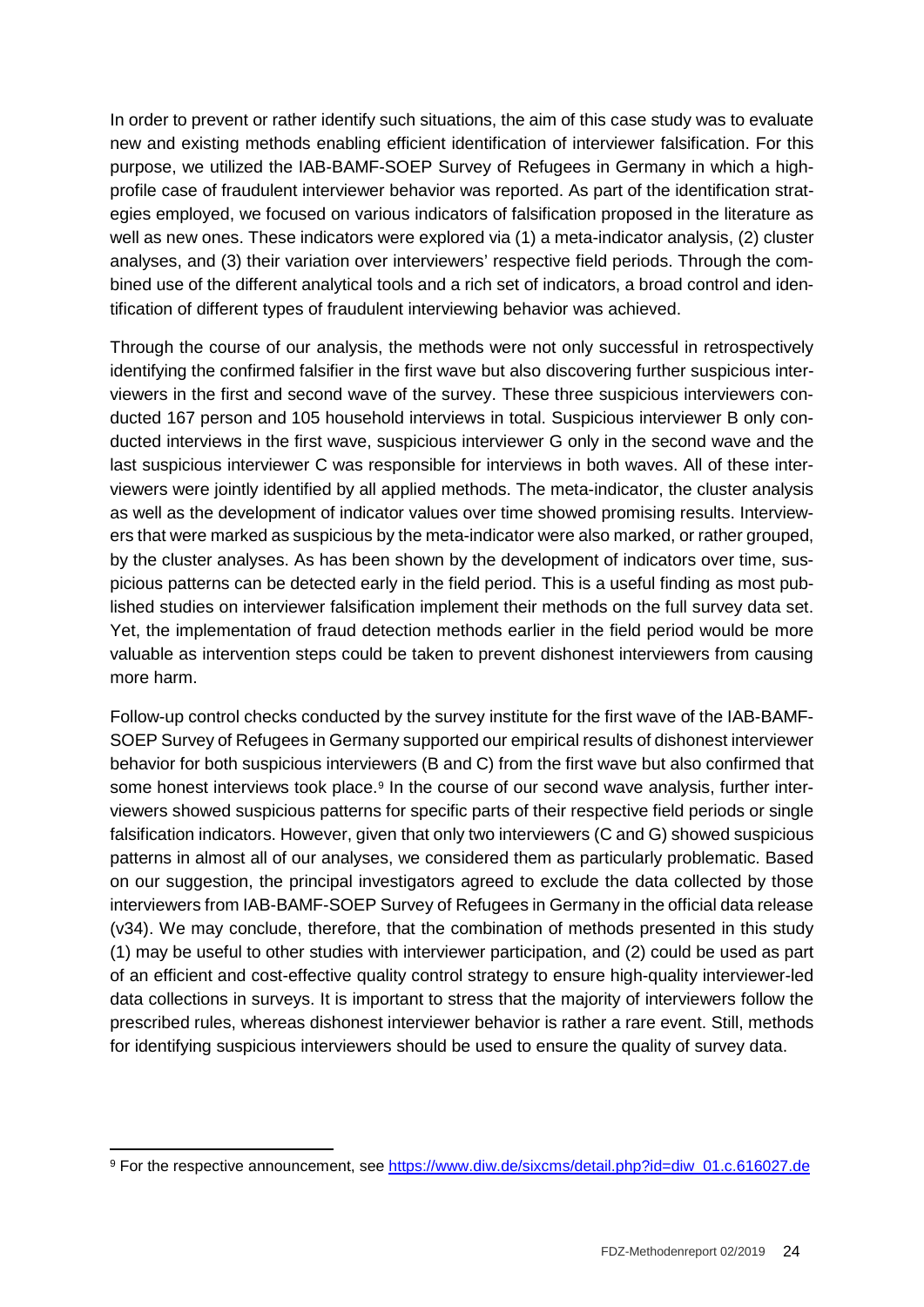In order to prevent or rather identify such situations, the aim of this case study was to evaluate new and existing methods enabling efficient identification of interviewer falsification. For this purpose, we utilized the IAB-BAMF-SOEP Survey of Refugees in Germany in which a high-profile case of fraudulent interviewer behavior was reported. As part of the identification strategies employed, we focused on various indicators of falsification proposed in the literature as well as new ones. These indicators were explored via (1) a meta-indicator analysis, (2) cluster analyses, and (3) their variation over interviewers' respective field periods. Through the combined use of the different analytical tools and a rich set of indicators, a broad control and identification of different types of fraudulent interviewing behavior was achieved.

Through the course of our analysis, the methods were not only successful in retrospectively identifying the confirmed falsifier in the first wave but also discovering further suspicious interviewers in the first and second wave of the survey. These three suspicious interviewers conducted 167 person and 105 household interviews in total. Suspicious interviewer B only conducted interviews in the first wave, suspicious interviewer G only in the second wave and the last suspicious interviewer C was responsible for interviews in both waves. All of these interviewers were jointly identified by all applied methods. The meta-indicator, the cluster analysis as well as the development of indicator values over time showed promising results. Interviewers that were marked as suspicious by the meta-indicator were also marked, or rather grouped, by the cluster analyses. As has been shown by the development of indicators over time, suspicious patterns can be detected early in the field period. This is a useful finding as most published studies on interviewer falsification implement their methods on the full survey data set. Yet, the implementation of fraud detection methods earlier in the field period would be more valuable as intervention steps could be taken to prevent dishonest interviewers from causing more harm.

Follow-up control checks conducted by the survey institute for the first wave of the IAB-BAMF-SOEP Survey of Refugees in Germany supported our empirical results of dishonest interviewer behavior for both suspicious interviewers (B and C) from the first wave but also confirmed that some honest interviews took place.[9] In the course of our second wave analysis, further interviewers showed suspicious patterns for specific parts of their respective field periods or single falsification indicators. However, given that only two interviewers (C and G) showed suspicious patterns in almost all of our analyses, we considered them as particularly problematic. Based on our suggestion, the principal investigators agreed to exclude the data collected by those interviewers from IAB-BAMF-SOEP Survey of Refugees in Germany in the official data release (v34). We may conclude, therefore, that the combination of methods presented in this study (1) may be useful to other studies with interviewer participation, and (2) could be used as part of an efficient and cost-effective quality control strategy to ensure high-quality interviewer-led data collections in surveys. It is important to stress that the majority of interviewers follow the prescribed rules, whereas dishonest interviewer behavior is rather a rare event. Still, methods for identifying suspicious interviewers should be used to ensure the quality of survey data.

[9] For the respective announcement, see https://www.diw.de/sixcms/detail.php?id=diw_01.c.616027.de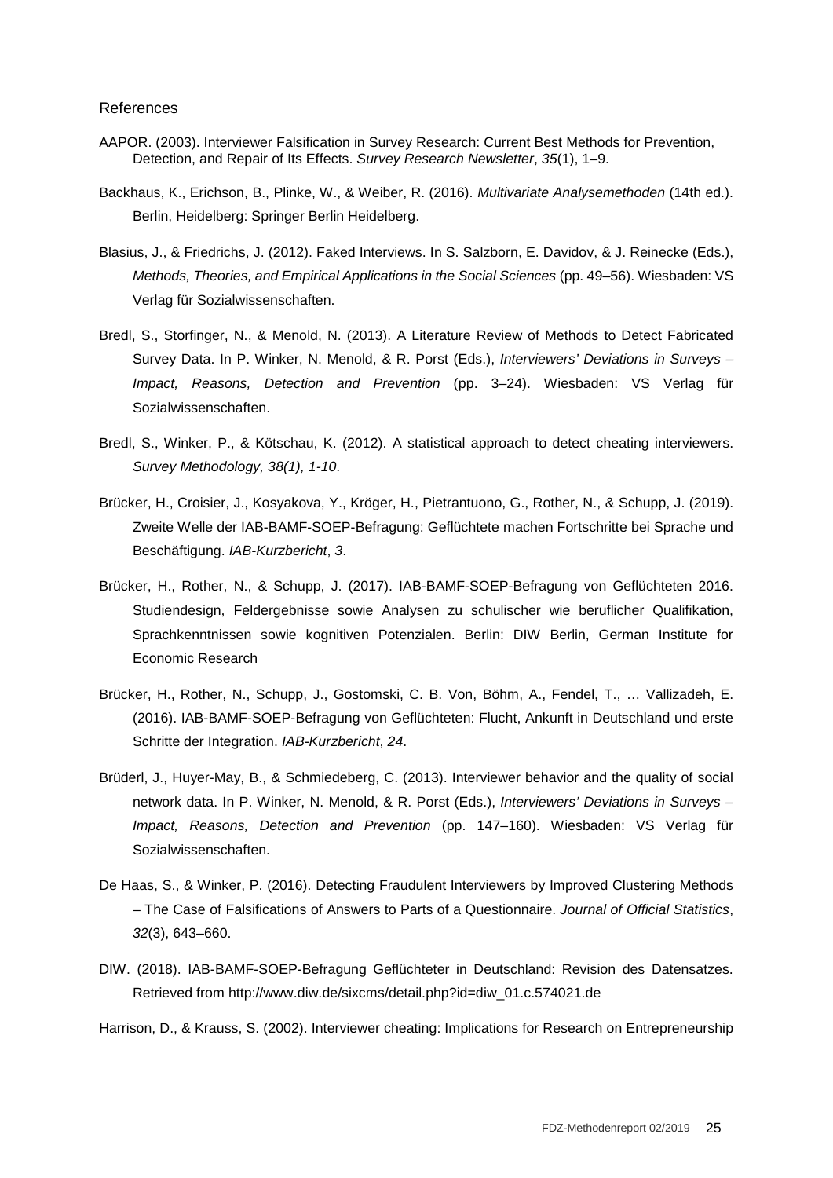## References

AAPOR. (2003). Interviewer Falsification in Survey Research: Current Best Methods for Prevention, Detection, and Repair of Its Effects. *Survey Research Newsletter*, *35*(1), 1–9.

Backhaus, K., Erichson, B., Plinke, W., & Weiber, R. (2016). *Multivariate Analysemethoden* (14th ed.). Berlin, Heidelberg: Springer Berlin Heidelberg.

Blasius, J., & Friedrichs, J. (2012). Faked Interviews. In S. Salzborn, E. Davidov, & J. Reinecke (Eds.), *Methods, Theories, and Empirical Applications in the Social Sciences* (pp. 49–56). Wiesbaden: VS Verlag für Sozialwissenschaften.

Bredl, S., Storfinger, N., & Menold, N. (2013). A Literature Review of Methods to Detect Fabricated Survey Data. In P. Winker, N. Menold, & R. Porst (Eds.), *Interviewers' Deviations in Surveys – Impact, Reasons, Detection and Prevention* (pp. 3–24). Wiesbaden: VS Verlag für Sozialwissenschaften.

Bredl, S., Winker, P., & Kötschau, K. (2012). A statistical approach to detect cheating interviewers. *Survey Methodology, 38(1), 1-10*.

Brücker, H., Croisier, J., Kosyakova, Y., Kröger, H., Pietrantuono, G., Rother, N., & Schupp, J. (2019). Zweite Welle der IAB-BAMF-SOEP-Befragung: Geflüchtete machen Fortschritte bei Sprache und Beschäftigung. *IAB-Kurzbericht*, *3*.

Brücker, H., Rother, N., & Schupp, J. (2017). IAB-BAMF-SOEP-Befragung von Geflüchteten 2016. Studiendesign, Feldergebnisse sowie Analysen zu schulischer wie beruflicher Qualifikation, Sprachkenntnissen sowie kognitiven Potenzialen. Berlin: DIW Berlin, German Institute for Economic Research

Brücker, H., Rother, N., Schupp, J., Gostomski, C. B. Von, Böhm, A., Fendel, T., … Vallizadeh, E. (2016). IAB-BAMF-SOEP-Befragung von Geflüchteten: Flucht, Ankunft in Deutschland und erste Schritte der Integration. *IAB-Kurzbericht*, *24*.

Brüderl, J., Huyer-May, B., & Schmiedeberg, C. (2013). Interviewer behavior and the quality of social network data. In P. Winker, N. Menold, & R. Porst (Eds.), *Interviewers' Deviations in Surveys – Impact, Reasons, Detection and Prevention* (pp. 147–160). Wiesbaden: VS Verlag für Sozialwissenschaften.

De Haas, S., & Winker, P. (2016). Detecting Fraudulent Interviewers by Improved Clustering Methods – The Case of Falsifications of Answers to Parts of a Questionnaire. *Journal of Official Statistics*, *32*(3), 643–660.

DIW. (2018). IAB-BAMF-SOEP-Befragung Geflüchteter in Deutschland: Revision des Datensatzes. Retrieved from http://www.diw.de/sixcms/detail.php?id=diw_01.c.574021.de

Harrison, D., & Krauss, S. (2002). Interviewer cheating: Implications for Research on Entrepreneurship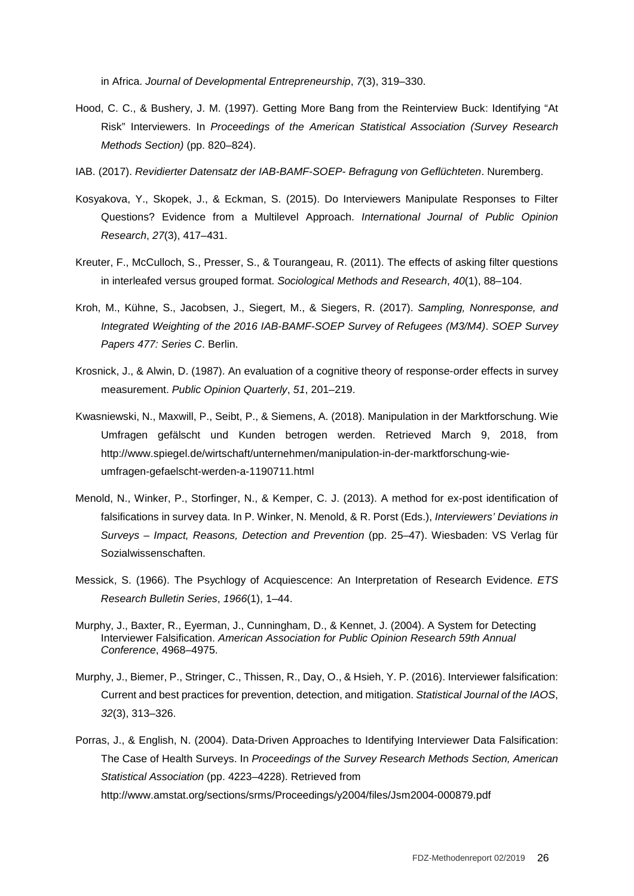in Africa. *Journal of Developmental Entrepreneurship*, *7*(3), 319–330.

Hood, C. C., & Bushery, J. M. (1997). Getting More Bang from the Reinterview Buck: Identifying "At Risk" Interviewers. In *Proceedings of the American Statistical Association (Survey Research Methods Section)* (pp. 820–824).

IAB. (2017). *Revidierter Datensatz der IAB-BAMF-SOEP- Befragung von Geflüchteten*. Nuremberg.

Kosyakova, Y., Skopek, J., & Eckman, S. (2015). Do Interviewers Manipulate Responses to Filter Questions? Evidence from a Multilevel Approach. *International Journal of Public Opinion Research*, *27*(3), 417–431.

Kreuter, F., McCulloch, S., Presser, S., & Tourangeau, R. (2011). The effects of asking filter questions in interleafed versus grouped format. *Sociological Methods and Research*, *40*(1), 88–104.

Kroh, M., Kühne, S., Jacobsen, J., Siegert, M., & Siegers, R. (2017). *Sampling, Nonresponse, and Integrated Weighting of the 2016 IAB-BAMF-SOEP Survey of Refugees (M3/M4)*. *SOEP Survey Papers 477: Series C*. Berlin.

Krosnick, J., & Alwin, D. (1987). An evaluation of a cognitive theory of response-order effects in survey measurement. *Public Opinion Quarterly*, *51*, 201–219.

Kwasniewski, N., Maxwill, P., Seibt, P., & Siemens, A. (2018). Manipulation in der Marktforschung. Wie Umfragen gefälscht und Kunden betrogen werden. Retrieved March 9, 2018, from http://www.spiegel.de/wirtschaft/unternehmen/manipulation-in-der-marktforschung-wie-umfragen-gefaelscht-werden-a-1190711.html

Menold, N., Winker, P., Storfinger, N., & Kemper, C. J. (2013). A method for ex-post identification of falsifications in survey data. In P. Winker, N. Menold, & R. Porst (Eds.), *Interviewers' Deviations in Surveys – Impact, Reasons, Detection and Prevention* (pp. 25–47). Wiesbaden: VS Verlag für Sozialwissenschaften.

Messick, S. (1966). The Psychlogy of Acquiescence: An Interpretation of Research Evidence. *ETS Research Bulletin Series*, *1966*(1), 1–44.

Murphy, J., Baxter, R., Eyerman, J., Cunningham, D., & Kennet, J. (2004). A System for Detecting Interviewer Falsification. *American Association for Public Opinion Research 59th Annual Conference*, 4968–4975.

Murphy, J., Biemer, P., Stringer, C., Thissen, R., Day, O., & Hsieh, Y. P. (2016). Interviewer falsification: Current and best practices for prevention, detection, and mitigation. *Statistical Journal of the IAOS*, *32*(3), 313–326.

Porras, J., & English, N. (2004). Data-Driven Approaches to Identifying Interviewer Data Falsification: The Case of Health Surveys. In *Proceedings of the Survey Research Methods Section, American Statistical Association* (pp. 4223–4228). Retrieved from http://www.amstat.org/sections/srms/Proceedings/y2004/files/Jsm2004-000879.pdf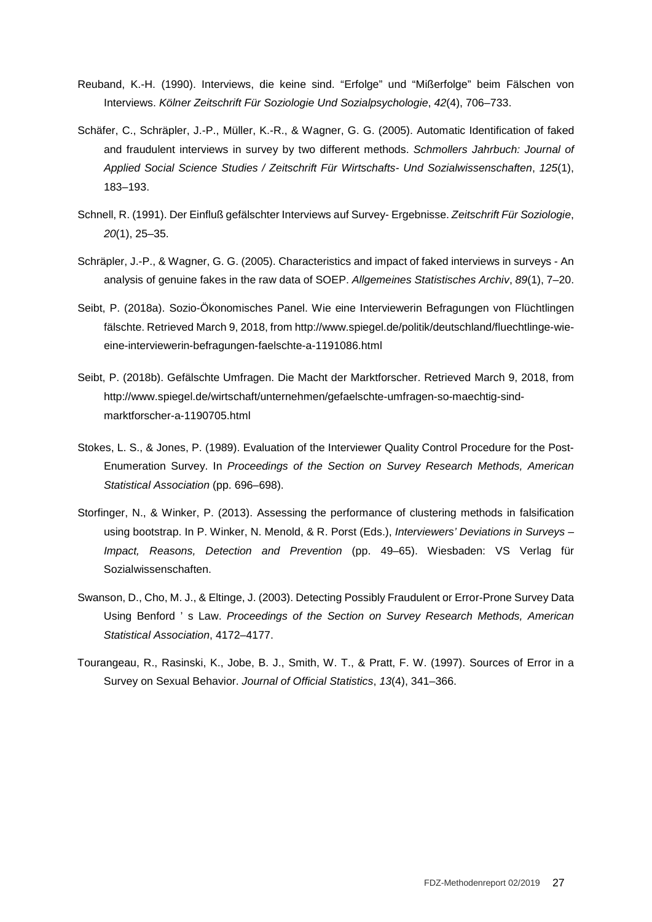Reuband, K.-H. (1990). Interviews, die keine sind. “Erfolge” und “Mißerfolge” beim Fälschen von Interviews. *Kölner Zeitschrift Für Soziologie Und Sozialpsychologie*, *42*(4), 706–733.

Schäfer, C., Schräpler, J.-P., Müller, K.-R., & Wagner, G. G. (2005). Automatic Identification of faked and fraudulent interviews in survey by two different methods. *Schmollers Jahrbuch: Journal of Applied Social Science Studies / Zeitschrift Für Wirtschafts- Und Sozialwissenschaften*, *125*(1), 183–193.

Schnell, R. (1991). Der Einfluß gefälschter Interviews auf Survey- Ergebnisse. *Zeitschrift Für Soziologie*, *20*(1), 25–35.

Schräpler, J.-P., & Wagner, G. G. (2005). Characteristics and impact of faked interviews in surveys - An analysis of genuine fakes in the raw data of SOEP. *Allgemeines Statistisches Archiv*, *89*(1), 7–20.

Seibt, P. (2018a). Sozio-Ökonomisches Panel. Wie eine Interviewerin Befragungen von Flüchtlingen fälschte. Retrieved March 9, 2018, from http://www.spiegel.de/politik/deutschland/fluechtlinge-wie-eine-interviewerin-befragungen-faelschte-a-1191086.html

Seibt, P. (2018b). Gefälschte Umfragen. Die Macht der Marktforscher. Retrieved March 9, 2018, from http://www.spiegel.de/wirtschaft/unternehmen/gefaelschte-umfragen-so-maechtig-sind-marktforscher-a-1190705.html

Stokes, L. S., & Jones, P. (1989). Evaluation of the Interviewer Quality Control Procedure for the Post-Enumeration Survey. In *Proceedings of the Section on Survey Research Methods, American Statistical Association* (pp. 696–698).

Storfinger, N., & Winker, P. (2013). Assessing the performance of clustering methods in falsification using bootstrap. In P. Winker, N. Menold, & R. Porst (Eds.), *Interviewers' Deviations in Surveys – Impact, Reasons, Detection and Prevention* (pp. 49–65). Wiesbaden: VS Verlag für Sozialwissenschaften.

Swanson, D., Cho, M. J., & Eltinge, J. (2003). Detecting Possibly Fraudulent or Error-Prone Survey Data Using Benford ' s Law. *Proceedings of the Section on Survey Research Methods, American Statistical Association*, 4172–4177.

Tourangeau, R., Rasinski, K., Jobe, B. J., Smith, W. T., & Pratt, F. W. (1997). Sources of Error in a Survey on Sexual Behavior. *Journal of Official Statistics*, *13*(4), 341–366.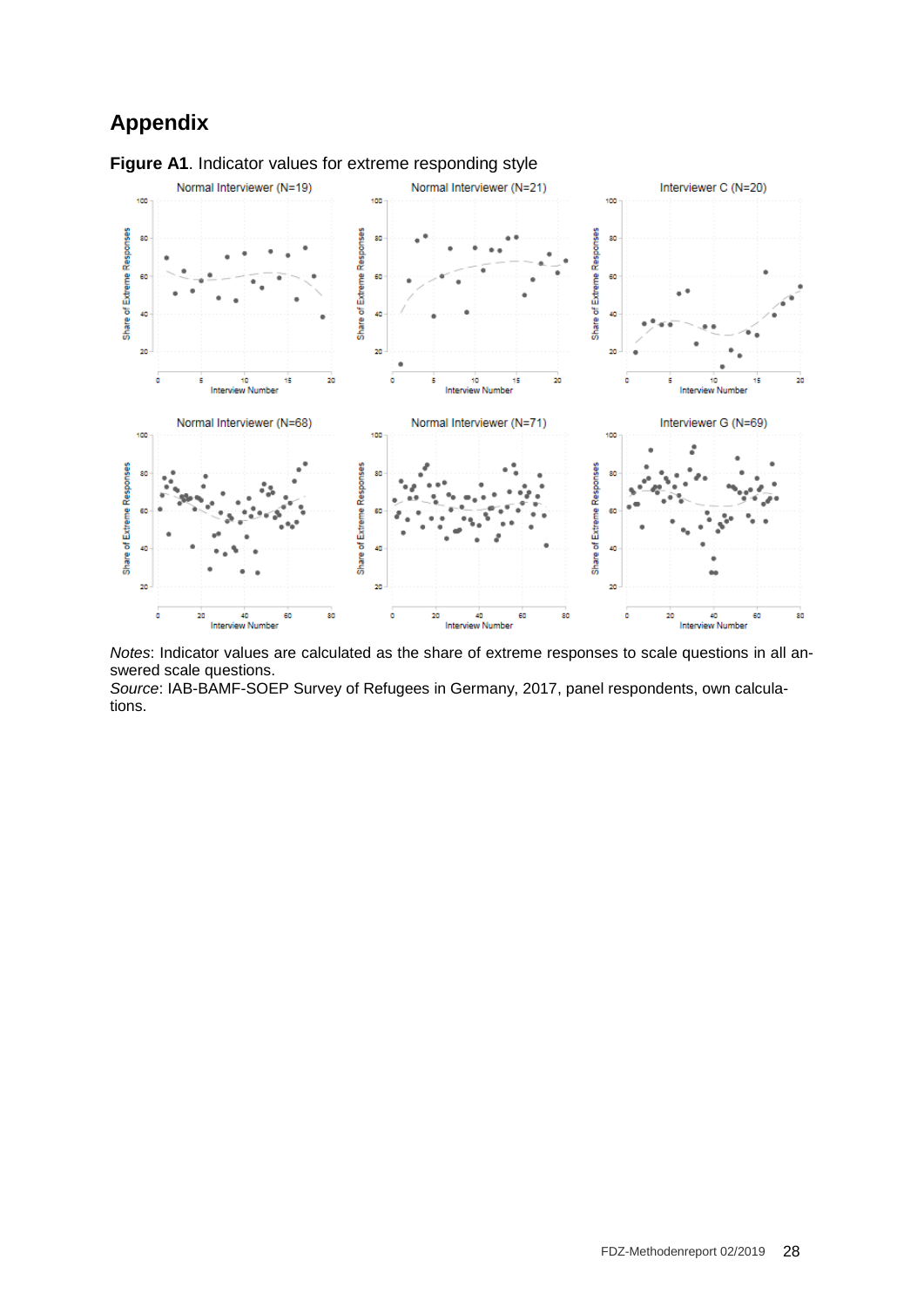# Appendix

**Figure A1**. Indicator values for extreme responding style

*Notes*: Indicator values are calculated as the share of extreme responses to scale questions in all answered scale questions.
*Source*: IAB-BAMF-SOEP Survey of Refugees in Germany, 2017, panel respondents, own calculations.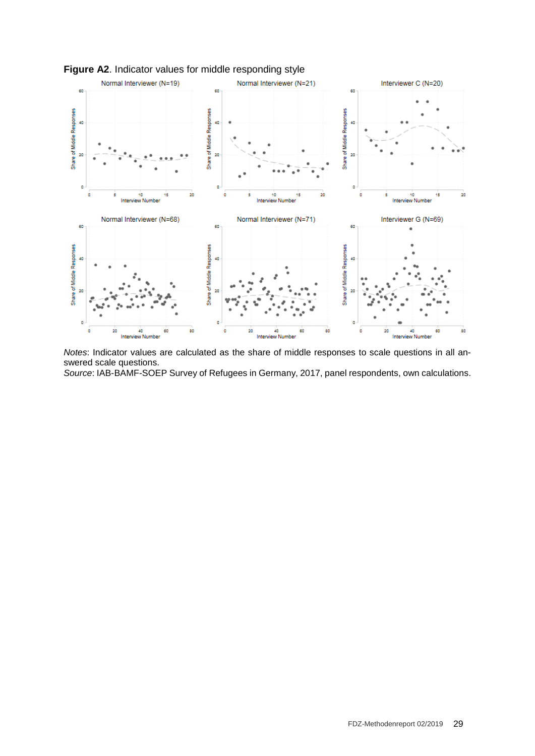**Figure A2**. Indicator values for middle responding style

*Notes*: Indicator values are calculated as the share of middle responses to scale questions in all answered scale questions.
*Source*: IAB-BAMF-SOEP Survey of Refugees in Germany, 2017, panel respondents, own calculations.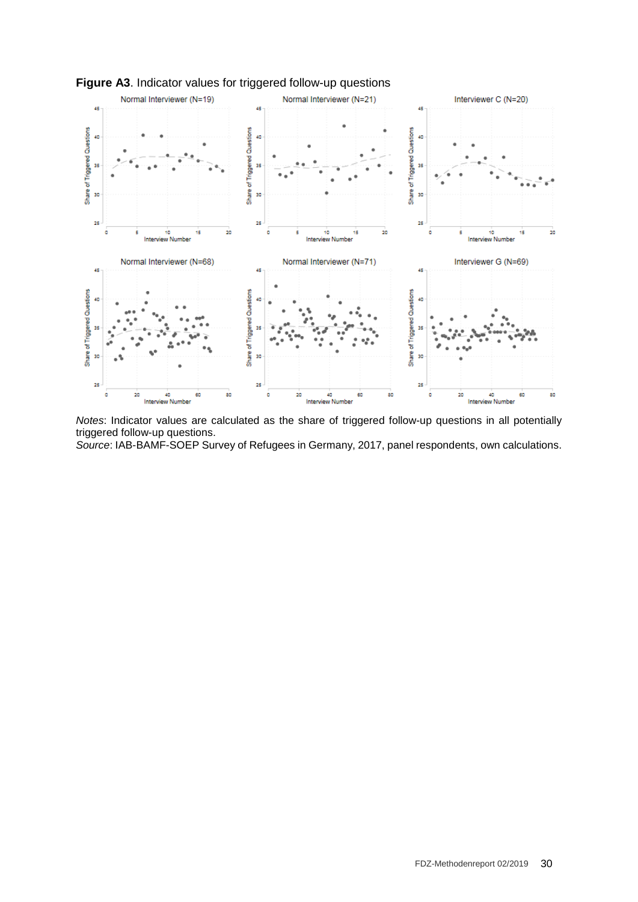**Figure A3**. Indicator values for triggered follow-up questions

*Notes*: Indicator values are calculated as the share of triggered follow-up questions in all potentially triggered follow-up questions.

*Source*: IAB-BAMF-SOEP Survey of Refugees in Germany, 2017, panel respondents, own calculations.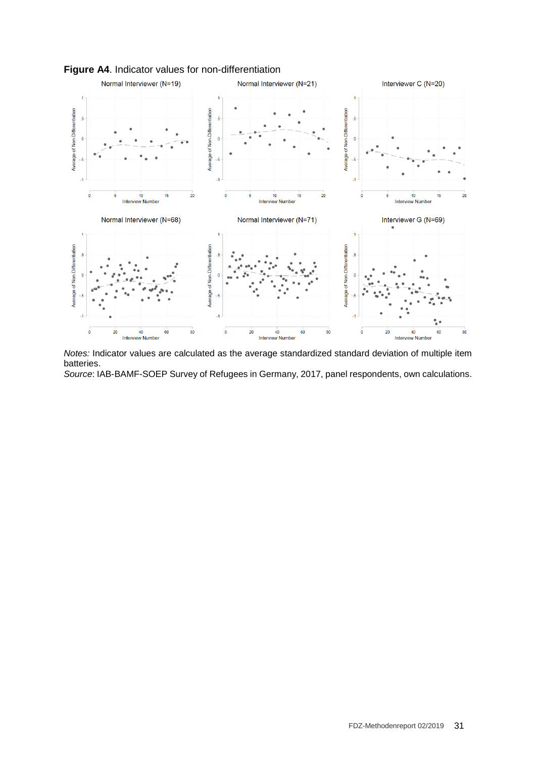**Figure A4**. Indicator values for non-differentiation

*Notes:* Indicator values are calculated as the average standardized standard deviation of multiple item batteries.

*Source*: IAB-BAMF-SOEP Survey of Refugees in Germany, 2017, panel respondents, own calculations.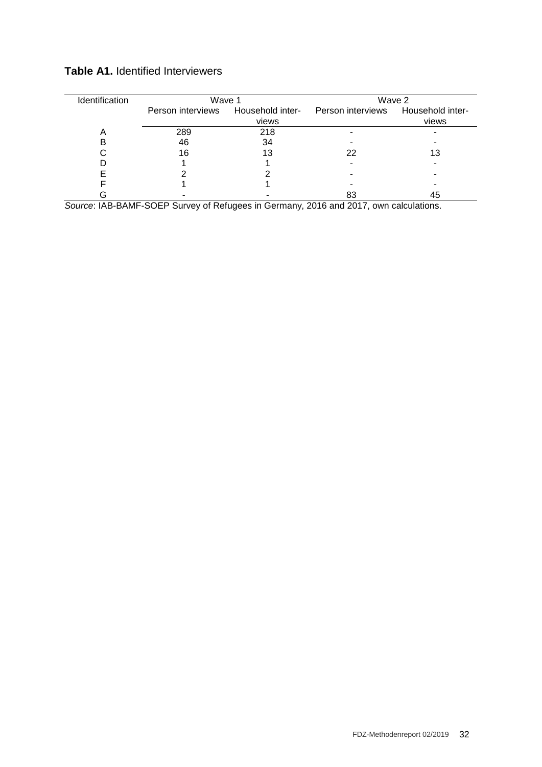**Table A1.** Identified Interviewers

| Identification | Wave 1 | | Wave 2 | |
|---|---|---|---|---|
| | Person interviews | Household interviews | Person interviews | Household interviews |
| A | 289 | 218 | - | - |
| B | 46 | 34 | - | - |
| C | 16 | 13 | 22 | 13 |
| D | 1 | 1 | - | - |
| E | 2 | 2 | - | - |
| F | 1 | 1 | - | - |
| G | - | - | 83 | 45 |

*Source*: IAB-BAMF-SOEP Survey of Refugees in Germany, 2016 and 2017, own calculations.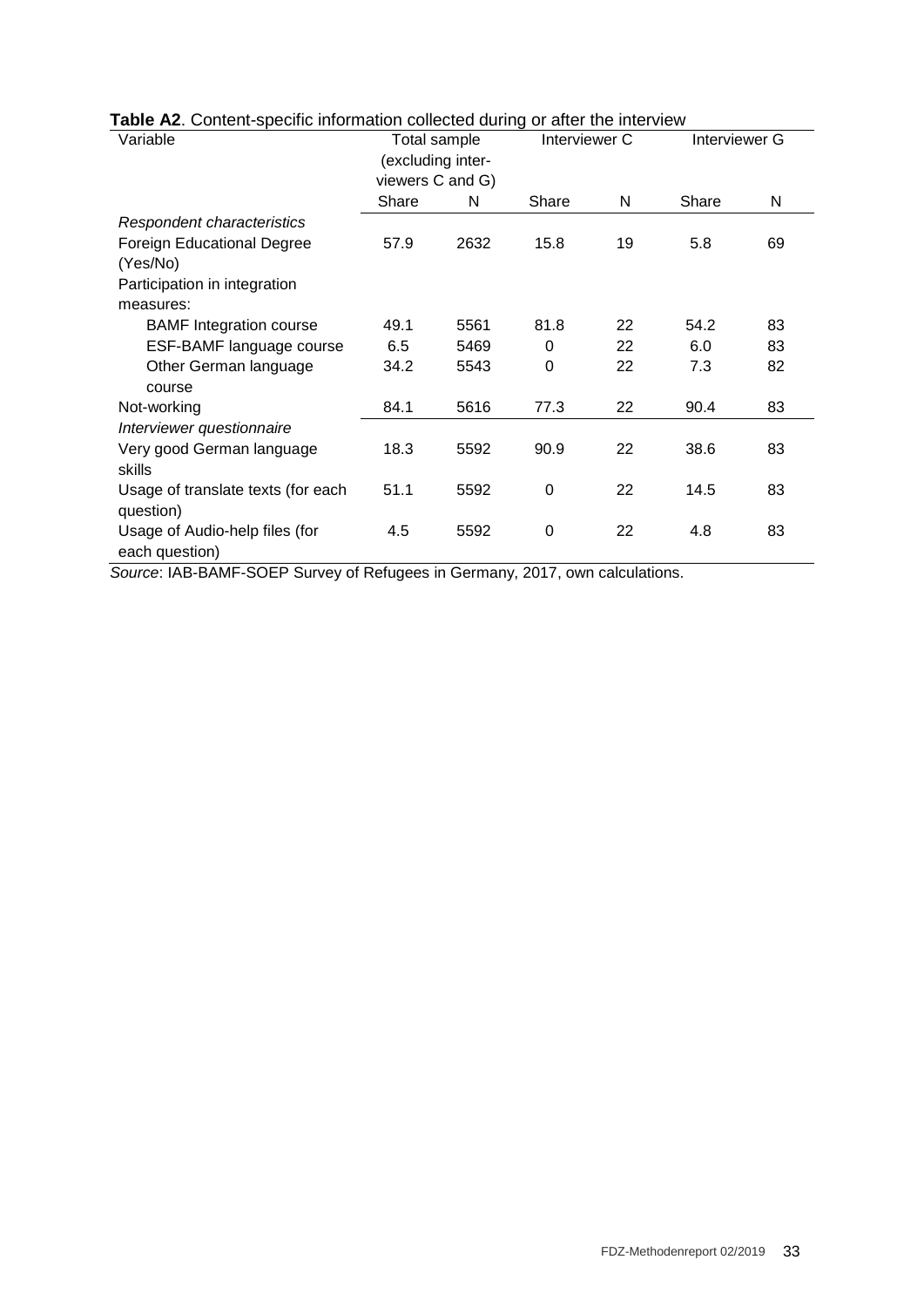**Table A2**. Content-specific information collected during or after the interview

| Variable | Total sample (excluding inter-viewers C and G) | | Interviewer C | | Interviewer G | |
|---|---|---|---|---|---|---|
| | Share | N | Share | N | Share | N |
| *Respondent characteristics* | | | | | | |
| Foreign Educational Degree (Yes/No) | 57.9 | 2632 | 15.8 | 19 | 5.8 | 69 |
| Participation in integration measures: | | | | | | |
| BAMF Integration course | 49.1 | 5561 | 81.8 | 22 | 54.2 | 83 |
| ESF-BAMF language course | 6.5 | 5469 | 0 | 22 | 6.0 | 83 |
| Other German language course | 34.2 | 5543 | 0 | 22 | 7.3 | 82 |
| Not-working | 84.1 | 5616 | 77.3 | 22 | 90.4 | 83 |
| *Interviewer questionnaire* | | | | | | |
| Very good German language skills | 18.3 | 5592 | 90.9 | 22 | 38.6 | 83 |
| Usage of translate texts (for each question) | 51.1 | 5592 | 0 | 22 | 14.5 | 83 |
| Usage of Audio-help files (for each question) | 4.5 | 5592 | 0 | 22 | 4.8 | 83 |

*Source*: IAB-BAMF-SOEP Survey of Refugees in Germany, 2017, own calculations.